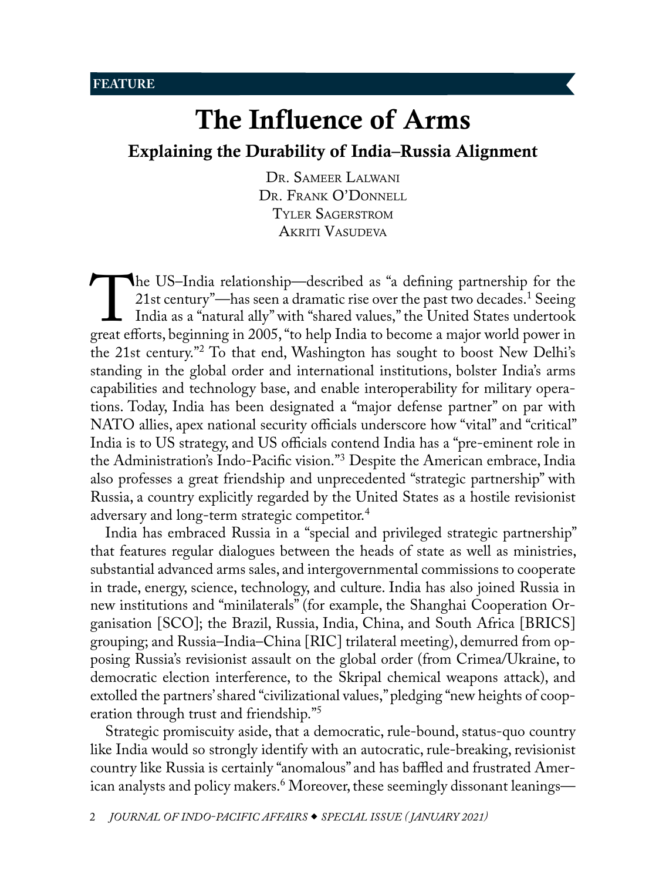FEATURE

# The Influence of Arms

## Explaining the Durability of India–Russia Alignment

Dr. Sameer Lalwani
Dr. Frank O'Donnell
Tyler Sagerstrom
Akriti Vasudeva

The US–India relationship—described as "a defining partnership for the 21st century"—has seen a dramatic rise over the past two decades.[1] Seeing India as a "natural ally" with "shared values," the United States undertook great efforts, beginning in 2005, "to help India to become a major world power in the 21st century."[2] To that end, Washington has sought to boost New Delhi's standing in the global order and international institutions, bolster India's arms capabilities and technology base, and enable interoperability for military operations. Today, India has been designated a "major defense partner" on par with NATO allies, apex national security officials underscore how "vital" and "critical" India is to US strategy, and US officials contend India has a "pre-eminent role in the Administration's Indo-Pacific vision."[3] Despite the American embrace, India also professes a great friendship and unprecedented "strategic partnership" with Russia, a country explicitly regarded by the United States as a hostile revisionist adversary and long-term strategic competitor.[4]

India has embraced Russia in a "special and privileged strategic partnership" that features regular dialogues between the heads of state as well as ministries, substantial advanced arms sales, and intergovernmental commissions to cooperate in trade, energy, science, technology, and culture. India has also joined Russia in new institutions and "minilaterals" (for example, the Shanghai Cooperation Organisation [SCO]; the Brazil, Russia, India, China, and South Africa [BRICS] grouping; and Russia–India–China [RIC] trilateral meeting), demurred from opposing Russia's revisionist assault on the global order (from Crimea/Ukraine, to democratic election interference, to the Skripal chemical weapons attack), and extolled the partners' shared "civilizational values," pledging "new heights of cooperation through trust and friendship."[5]

Strategic promiscuity aside, that a democratic, rule-bound, status-quo country like India would so strongly identify with an autocratic, rule-breaking, revisionist country like Russia is certainly "anomalous" and has baffled and frustrated American analysts and policy makers.[6] Moreover, these seemingly dissonant leanings—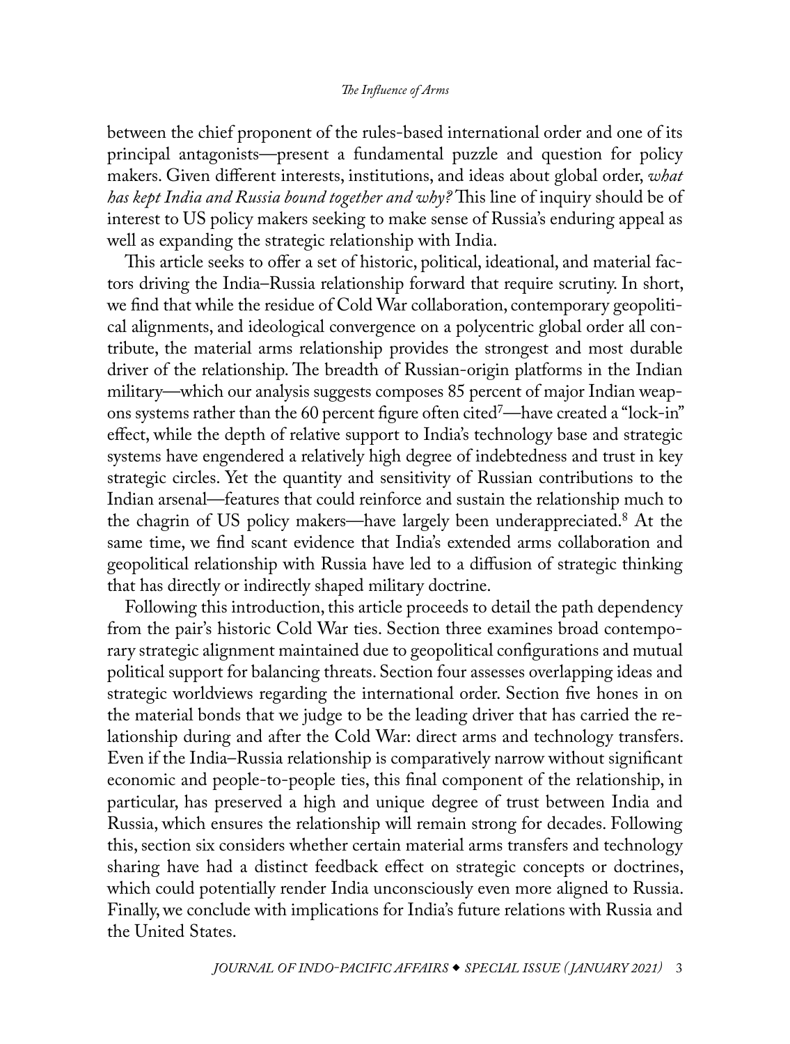between the chief proponent of the rules-based international order and one of its principal antagonists—present a fundamental puzzle and question for policy makers. Given different interests, institutions, and ideas about global order, *what has kept India and Russia bound together and why?* This line of inquiry should be of interest to US policy makers seeking to make sense of Russia's enduring appeal as well as expanding the strategic relationship with India.

This article seeks to offer a set of historic, political, ideational, and material factors driving the India–Russia relationship forward that require scrutiny. In short, we find that while the residue of Cold War collaboration, contemporary geopolitical alignments, and ideological convergence on a polycentric global order all contribute, the material arms relationship provides the strongest and most durable driver of the relationship. The breadth of Russian-origin platforms in the Indian military—which our analysis suggests composes 85 percent of major Indian weapons systems rather than the 60 percent figure often cited[7]—have created a "lock-in" effect, while the depth of relative support to India's technology base and strategic systems have engendered a relatively high degree of indebtedness and trust in key strategic circles. Yet the quantity and sensitivity of Russian contributions to the Indian arsenal—features that could reinforce and sustain the relationship much to the chagrin of US policy makers—have largely been underappreciated.[8] At the same time, we find scant evidence that India's extended arms collaboration and geopolitical relationship with Russia have led to a diffusion of strategic thinking that has directly or indirectly shaped military doctrine.

Following this introduction, this article proceeds to detail the path dependency from the pair's historic Cold War ties. Section three examines broad contemporary strategic alignment maintained due to geopolitical configurations and mutual political support for balancing threats. Section four assesses overlapping ideas and strategic worldviews regarding the international order. Section five hones in on the material bonds that we judge to be the leading driver that has carried the relationship during and after the Cold War: direct arms and technology transfers. Even if the India–Russia relationship is comparatively narrow without significant economic and people-to-people ties, this final component of the relationship, in particular, has preserved a high and unique degree of trust between India and Russia, which ensures the relationship will remain strong for decades. Following this, section six considers whether certain material arms transfers and technology sharing have had a distinct feedback effect on strategic concepts or doctrines, which could potentially render India unconsciously even more aligned to Russia. Finally, we conclude with implications for India's future relations with Russia and the United States.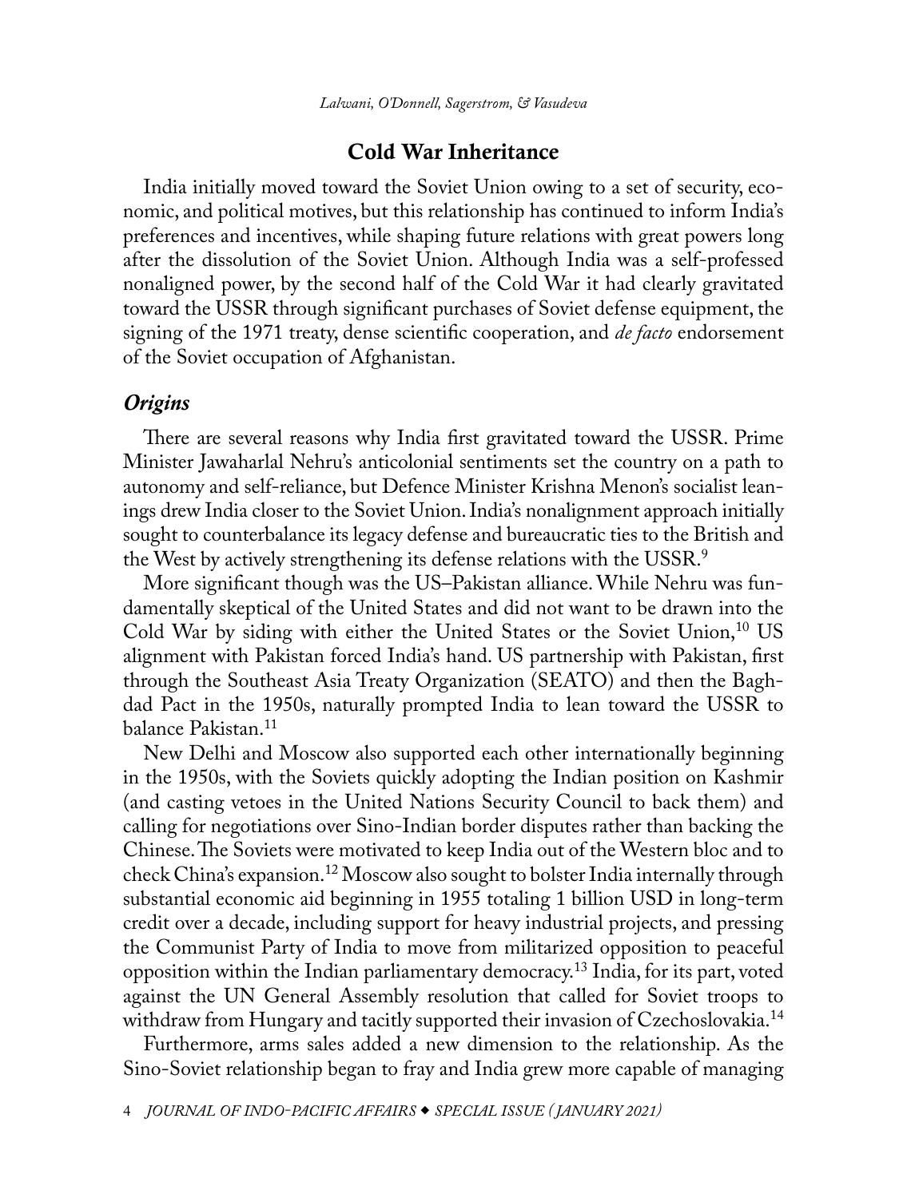## Cold War Inheritance

India initially moved toward the Soviet Union owing to a set of security, economic, and political motives, but this relationship has continued to inform India's preferences and incentives, while shaping future relations with great powers long after the dissolution of the Soviet Union. Although India was a self-professed nonaligned power, by the second half of the Cold War it had clearly gravitated toward the USSR through significant purchases of Soviet defense equipment, the signing of the 1971 treaty, dense scientific cooperation, and *de facto* endorsement of the Soviet occupation of Afghanistan.

### *Origins*

There are several reasons why India first gravitated toward the USSR. Prime Minister Jawaharlal Nehru's anticolonial sentiments set the country on a path to autonomy and self-reliance, but Defence Minister Krishna Menon's socialist leanings drew India closer to the Soviet Union. India's nonalignment approach initially sought to counterbalance its legacy defense and bureaucratic ties to the British and the West by actively strengthening its defense relations with the USSR.[9]

More significant though was the US–Pakistan alliance. While Nehru was fundamentally skeptical of the United States and did not want to be drawn into the Cold War by siding with either the United States or the Soviet Union,[10] US alignment with Pakistan forced India's hand. US partnership with Pakistan, first through the Southeast Asia Treaty Organization (SEATO) and then the Baghdad Pact in the 1950s, naturally prompted India to lean toward the USSR to balance Pakistan.[11]

New Delhi and Moscow also supported each other internationally beginning in the 1950s, with the Soviets quickly adopting the Indian position on Kashmir (and casting vetoes in the United Nations Security Council to back them) and calling for negotiations over Sino-Indian border disputes rather than backing the Chinese. The Soviets were motivated to keep India out of the Western bloc and to check China's expansion.[12] Moscow also sought to bolster India internally through substantial economic aid beginning in 1955 totaling 1 billion USD in long-term credit over a decade, including support for heavy industrial projects, and pressing the Communist Party of India to move from militarized opposition to peaceful opposition within the Indian parliamentary democracy.[13] India, for its part, voted against the UN General Assembly resolution that called for Soviet troops to withdraw from Hungary and tacitly supported their invasion of Czechoslovakia.[14]

Furthermore, arms sales added a new dimension to the relationship. As the Sino-Soviet relationship began to fray and India grew more capable of managing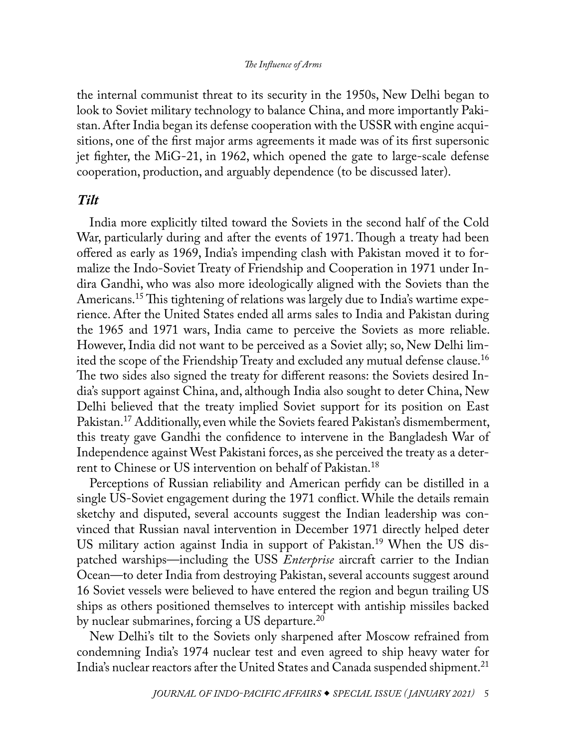the internal communist threat to its security in the 1950s, New Delhi began to look to Soviet military technology to balance China, and more importantly Pakistan. After India began its defense cooperation with the USSR with engine acquisitions, one of the first major arms agreements it made was of its first supersonic jet fighter, the MiG-21, in 1962, which opened the gate to large-scale defense cooperation, production, and arguably dependence (to be discussed later).

### *Tilt*

India more explicitly tilted toward the Soviets in the second half of the Cold War, particularly during and after the events of 1971. Though a treaty had been offered as early as 1969, India's impending clash with Pakistan moved it to formalize the Indo-Soviet Treaty of Friendship and Cooperation in 1971 under Indira Gandhi, who was also more ideologically aligned with the Soviets than the Americans.[15] This tightening of relations was largely due to India's wartime experience. After the United States ended all arms sales to India and Pakistan during the 1965 and 1971 wars, India came to perceive the Soviets as more reliable. However, India did not want to be perceived as a Soviet ally; so, New Delhi limited the scope of the Friendship Treaty and excluded any mutual defense clause.[16] The two sides also signed the treaty for different reasons: the Soviets desired India's support against China, and, although India also sought to deter China, New Delhi believed that the treaty implied Soviet support for its position on East Pakistan.[17] Additionally, even while the Soviets feared Pakistan's dismemberment, this treaty gave Gandhi the confidence to intervene in the Bangladesh War of Independence against West Pakistani forces, as she perceived the treaty as a deterrent to Chinese or US intervention on behalf of Pakistan.[18]

Perceptions of Russian reliability and American perfidy can be distilled in a single US-Soviet engagement during the 1971 conflict. While the details remain sketchy and disputed, several accounts suggest the Indian leadership was convinced that Russian naval intervention in December 1971 directly helped deter US military action against India in support of Pakistan.[19] When the US dispatched warships—including the USS *Enterprise* aircraft carrier to the Indian Ocean—to deter India from destroying Pakistan, several accounts suggest around 16 Soviet vessels were believed to have entered the region and begun trailing US ships as others positioned themselves to intercept with antiship missiles backed by nuclear submarines, forcing a US departure.[20]

New Delhi's tilt to the Soviets only sharpened after Moscow refrained from condemning India's 1974 nuclear test and even agreed to ship heavy water for India's nuclear reactors after the United States and Canada suspended shipment.[21]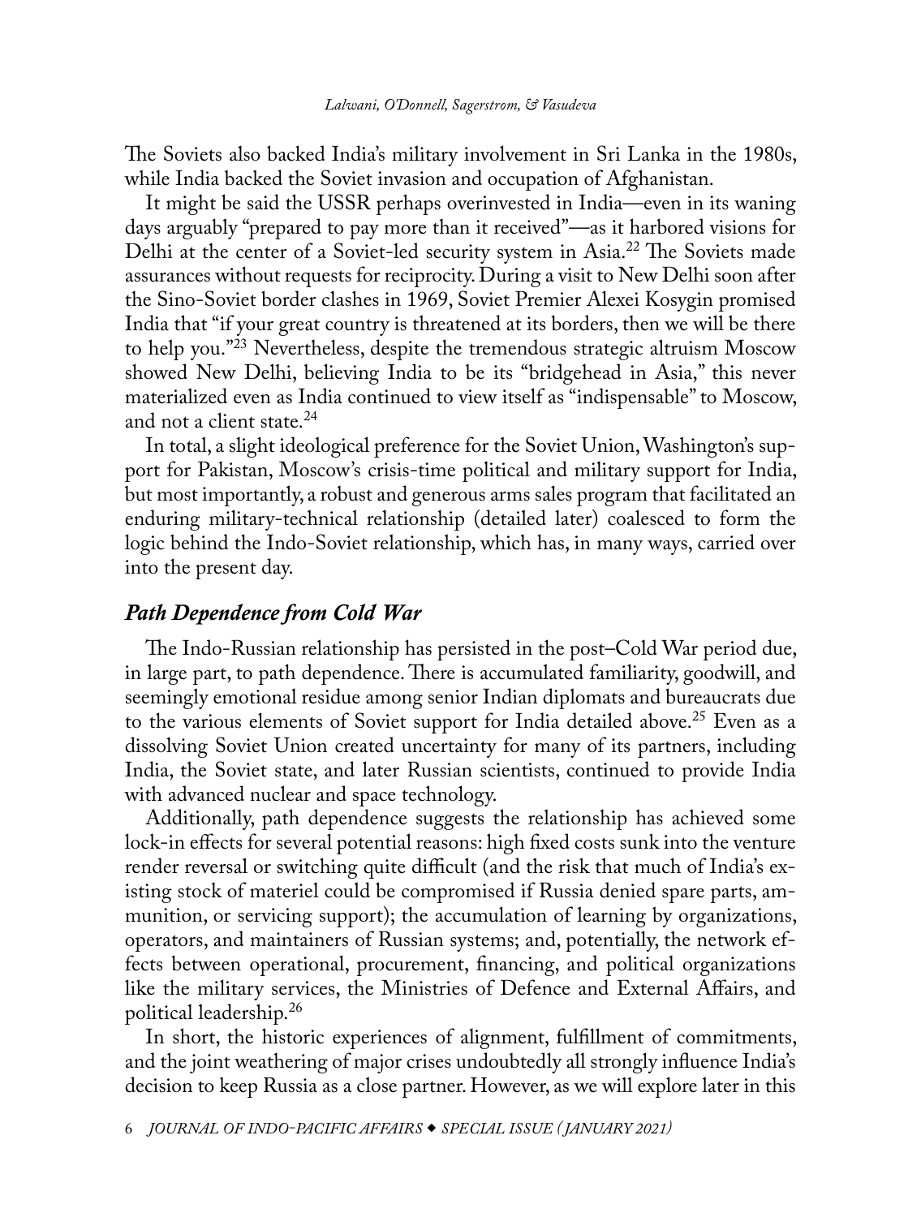The Soviets also backed India's military involvement in Sri Lanka in the 1980s, while India backed the Soviet invasion and occupation of Afghanistan.

It might be said the USSR perhaps overinvested in India—even in its waning days arguably "prepared to pay more than it received"—as it harbored visions for Delhi at the center of a Soviet-led security system in Asia.[22] The Soviets made assurances without requests for reciprocity. During a visit to New Delhi soon after the Sino-Soviet border clashes in 1969, Soviet Premier Alexei Kosygin promised India that "if your great country is threatened at its borders, then we will be there to help you."[23] Nevertheless, despite the tremendous strategic altruism Moscow showed New Delhi, believing India to be its "bridgehead in Asia," this never materialized even as India continued to view itself as "indispensable" to Moscow, and not a client state.[24]

In total, a slight ideological preference for the Soviet Union, Washington's support for Pakistan, Moscow's crisis-time political and military support for India, but most importantly, a robust and generous arms sales program that facilitated an enduring military-technical relationship (detailed later) coalesced to form the logic behind the Indo-Soviet relationship, which has, in many ways, carried over into the present day.

## *Path Dependence from Cold War*

The Indo-Russian relationship has persisted in the post–Cold War period due, in large part, to path dependence. There is accumulated familiarity, goodwill, and seemingly emotional residue among senior Indian diplomats and bureaucrats due to the various elements of Soviet support for India detailed above.[25] Even as a dissolving Soviet Union created uncertainty for many of its partners, including India, the Soviet state, and later Russian scientists, continued to provide India with advanced nuclear and space technology.

Additionally, path dependence suggests the relationship has achieved some lock-in effects for several potential reasons: high fixed costs sunk into the venture render reversal or switching quite difficult (and the risk that much of India's existing stock of materiel could be compromised if Russia denied spare parts, ammunition, or servicing support); the accumulation of learning by organizations, operators, and maintainers of Russian systems; and, potentially, the network effects between operational, procurement, financing, and political organizations like the military services, the Ministries of Defence and External Affairs, and political leadership.[26]

In short, the historic experiences of alignment, fulfillment of commitments, and the joint weathering of major crises undoubtedly all strongly influence India's decision to keep Russia as a close partner. However, as we will explore later in this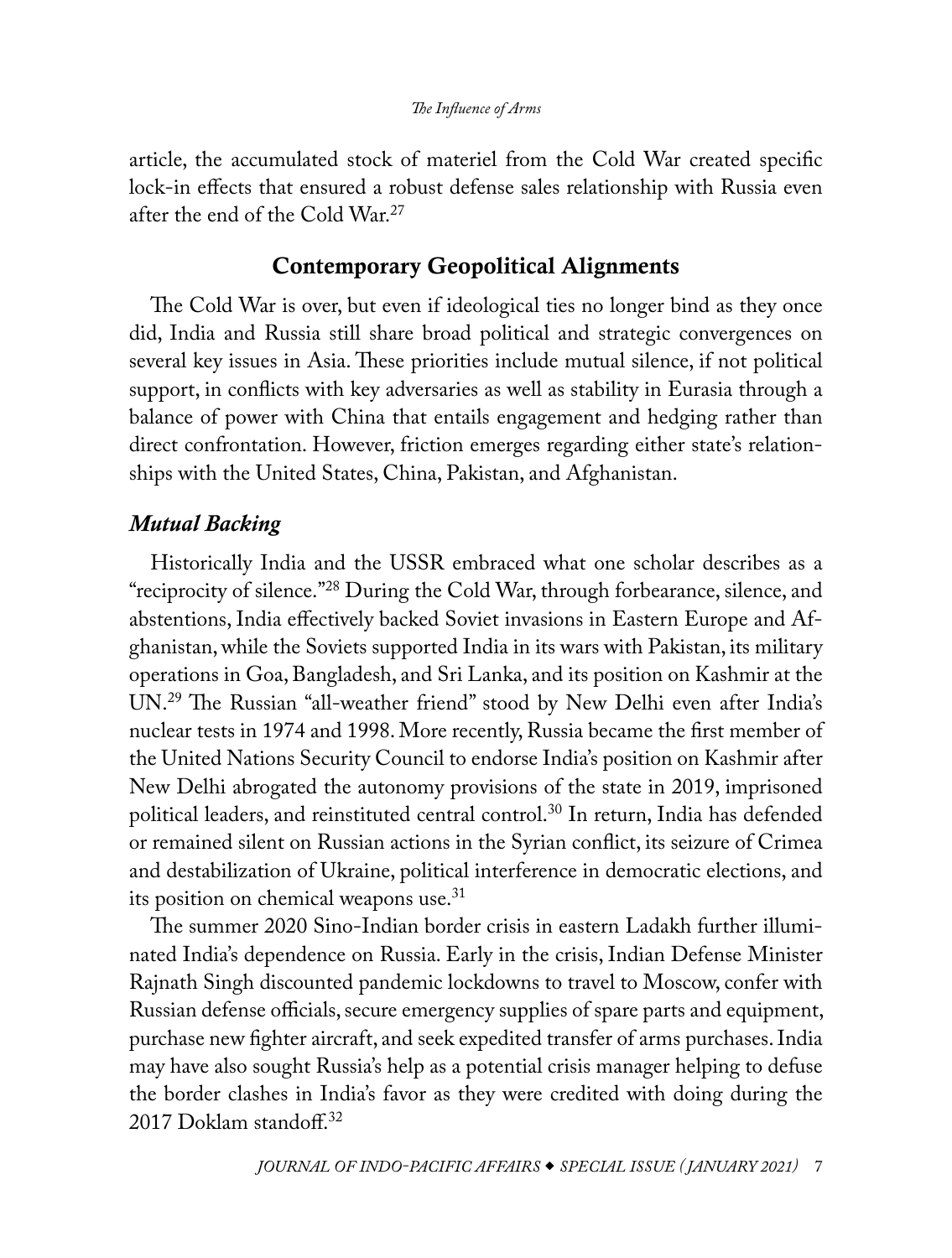article, the accumulated stock of materiel from the Cold War created specific lock-in effects that ensured a robust defense sales relationship with Russia even after the end of the Cold War.[27]

## Contemporary Geopolitical Alignments

The Cold War is over, but even if ideological ties no longer bind as they once did, India and Russia still share broad political and strategic convergences on several key issues in Asia. These priorities include mutual silence, if not political support, in conflicts with key adversaries as well as stability in Eurasia through a balance of power with China that entails engagement and hedging rather than direct confrontation. However, friction emerges regarding either state's relationships with the United States, China, Pakistan, and Afghanistan.

### *Mutual Backing*

Historically India and the USSR embraced what one scholar describes as a "reciprocity of silence."[28] During the Cold War, through forbearance, silence, and abstentions, India effectively backed Soviet invasions in Eastern Europe and Afghanistan, while the Soviets supported India in its wars with Pakistan, its military operations in Goa, Bangladesh, and Sri Lanka, and its position on Kashmir at the UN.[29] The Russian "all-weather friend" stood by New Delhi even after India's nuclear tests in 1974 and 1998. More recently, Russia became the first member of the United Nations Security Council to endorse India's position on Kashmir after New Delhi abrogated the autonomy provisions of the state in 2019, imprisoned political leaders, and reinstituted central control.[30] In return, India has defended or remained silent on Russian actions in the Syrian conflict, its seizure of Crimea and destabilization of Ukraine, political interference in democratic elections, and its position on chemical weapons use.[31]

The summer 2020 Sino-Indian border crisis in eastern Ladakh further illuminated India's dependence on Russia. Early in the crisis, Indian Defense Minister Rajnath Singh discounted pandemic lockdowns to travel to Moscow, confer with Russian defense officials, secure emergency supplies of spare parts and equipment, purchase new fighter aircraft, and seek expedited transfer of arms purchases. India may have also sought Russia's help as a potential crisis manager helping to defuse the border clashes in India's favor as they were credited with doing during the 2017 Doklam standoff.[32]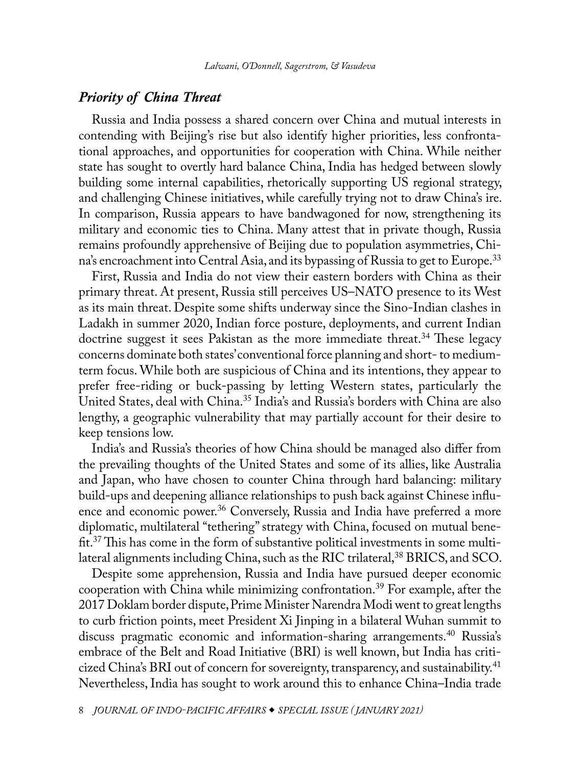## *Priority of China Threat*

Russia and India possess a shared concern over China and mutual interests in contending with Beijing's rise but also identify higher priorities, less confrontational approaches, and opportunities for cooperation with China. While neither state has sought to overtly hard balance China, India has hedged between slowly building some internal capabilities, rhetorically supporting US regional strategy, and challenging Chinese initiatives, while carefully trying not to draw China's ire. In comparison, Russia appears to have bandwagoned for now, strengthening its military and economic ties to China. Many attest that in private though, Russia remains profoundly apprehensive of Beijing due to population asymmetries, China's encroachment into Central Asia, and its bypassing of Russia to get to Europe.[33]

First, Russia and India do not view their eastern borders with China as their primary threat. At present, Russia still perceives US–NATO presence to its West as its main threat. Despite some shifts underway since the Sino-Indian clashes in Ladakh in summer 2020, Indian force posture, deployments, and current Indian doctrine suggest it sees Pakistan as the more immediate threat.[34] These legacy concerns dominate both states' conventional force planning and short- to medium-term focus. While both are suspicious of China and its intentions, they appear to prefer free-riding or buck-passing by letting Western states, particularly the United States, deal with China.[35] India's and Russia's borders with China are also lengthy, a geographic vulnerability that may partially account for their desire to keep tensions low.

India's and Russia's theories of how China should be managed also differ from the prevailing thoughts of the United States and some of its allies, like Australia and Japan, who have chosen to counter China through hard balancing: military build-ups and deepening alliance relationships to push back against Chinese influence and economic power.[36] Conversely, Russia and India have preferred a more diplomatic, multilateral "tethering" strategy with China, focused on mutual benefit.[37] This has come in the form of substantive political investments in some multilateral alignments including China, such as the RIC trilateral,[38] BRICS, and SCO.

Despite some apprehension, Russia and India have pursued deeper economic cooperation with China while minimizing confrontation.[39] For example, after the 2017 Doklam border dispute, Prime Minister Narendra Modi went to great lengths to curb friction points, meet President Xi Jinping in a bilateral Wuhan summit to discuss pragmatic economic and information-sharing arrangements.[40] Russia's embrace of the Belt and Road Initiative (BRI) is well known, but India has criticized China's BRI out of concern for sovereignty, transparency, and sustainability.[41] Nevertheless, India has sought to work around this to enhance China–India trade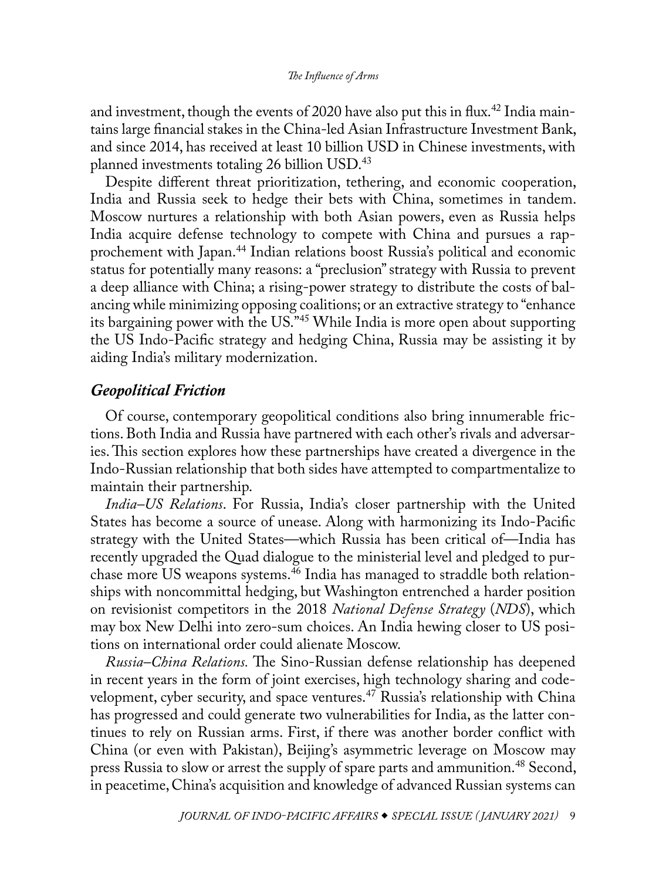and investment, though the events of 2020 have also put this in flux.[42] India maintains large financial stakes in the China-led Asian Infrastructure Investment Bank, and since 2014, has received at least 10 billion USD in Chinese investments, with planned investments totaling 26 billion USD.[43]

Despite different threat prioritization, tethering, and economic cooperation, India and Russia seek to hedge their bets with China, sometimes in tandem. Moscow nurtures a relationship with both Asian powers, even as Russia helps India acquire defense technology to compete with China and pursues a rapprochement with Japan.[44] Indian relations boost Russia's political and economic status for potentially many reasons: a "preclusion" strategy with Russia to prevent a deep alliance with China; a rising-power strategy to distribute the costs of balancing while minimizing opposing coalitions; or an extractive strategy to "enhance its bargaining power with the US."[45] While India is more open about supporting the US Indo-Pacific strategy and hedging China, Russia may be assisting it by aiding India's military modernization.

### *Geopolitical Friction*

Of course, contemporary geopolitical conditions also bring innumerable frictions. Both India and Russia have partnered with each other's rivals and adversaries. This section explores how these partnerships have created a divergence in the Indo-Russian relationship that both sides have attempted to compartmentalize to maintain their partnership.

*India–US Relations*. For Russia, India's closer partnership with the United States has become a source of unease. Along with harmonizing its Indo-Pacific strategy with the United States—which Russia has been critical of—India has recently upgraded the Quad dialogue to the ministerial level and pledged to purchase more US weapons systems.[46] India has managed to straddle both relationships with noncommittal hedging, but Washington entrenched a harder position on revisionist competitors in the 2018 *National Defense Strategy* (*NDS*), which may box New Delhi into zero-sum choices. An India hewing closer to US positions on international order could alienate Moscow.

*Russia–China Relations.* The Sino-Russian defense relationship has deepened in recent years in the form of joint exercises, high technology sharing and codevelopment, cyber security, and space ventures.[47] Russia's relationship with China has progressed and could generate two vulnerabilities for India, as the latter continues to rely on Russian arms. First, if there was another border conflict with China (or even with Pakistan), Beijing's asymmetric leverage on Moscow may press Russia to slow or arrest the supply of spare parts and ammunition.[48] Second, in peacetime, China's acquisition and knowledge of advanced Russian systems can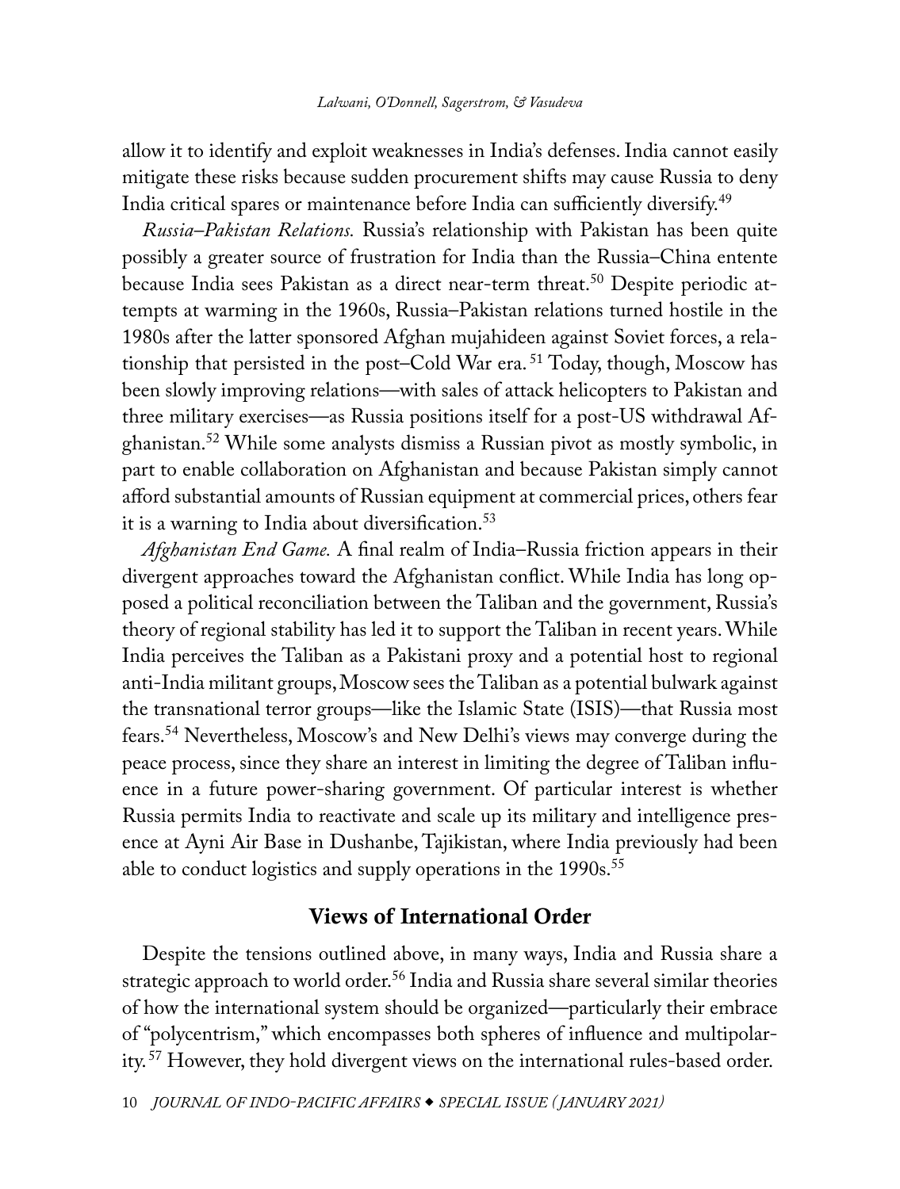allow it to identify and exploit weaknesses in India's defenses. India cannot easily mitigate these risks because sudden procurement shifts may cause Russia to deny India critical spares or maintenance before India can sufficiently diversify.[49]

*Russia–Pakistan Relations.* Russia's relationship with Pakistan has been quite possibly a greater source of frustration for India than the Russia–China entente because India sees Pakistan as a direct near-term threat.[50] Despite periodic attempts at warming in the 1960s, Russia–Pakistan relations turned hostile in the 1980s after the latter sponsored Afghan mujahideen against Soviet forces, a relationship that persisted in the post–Cold War era.[51] Today, though, Moscow has been slowly improving relations—with sales of attack helicopters to Pakistan and three military exercises—as Russia positions itself for a post-US withdrawal Afghanistan.[52] While some analysts dismiss a Russian pivot as mostly symbolic, in part to enable collaboration on Afghanistan and because Pakistan simply cannot afford substantial amounts of Russian equipment at commercial prices, others fear it is a warning to India about diversification.[53]

*Afghanistan End Game.* A final realm of India–Russia friction appears in their divergent approaches toward the Afghanistan conflict. While India has long opposed a political reconciliation between the Taliban and the government, Russia's theory of regional stability has led it to support the Taliban in recent years. While India perceives the Taliban as a Pakistani proxy and a potential host to regional anti-India militant groups, Moscow sees the Taliban as a potential bulwark against the transnational terror groups—like the Islamic State (ISIS)—that Russia most fears.[54] Nevertheless, Moscow's and New Delhi's views may converge during the peace process, since they share an interest in limiting the degree of Taliban influence in a future power-sharing government. Of particular interest is whether Russia permits India to reactivate and scale up its military and intelligence presence at Ayni Air Base in Dushanbe, Tajikistan, where India previously had been able to conduct logistics and supply operations in the 1990s.[55]

## Views of International Order

Despite the tensions outlined above, in many ways, India and Russia share a strategic approach to world order.[56] India and Russia share several similar theories of how the international system should be organized—particularly their embrace of "polycentrism," which encompasses both spheres of influence and multipolarity.[57] However, they hold divergent views on the international rules-based order.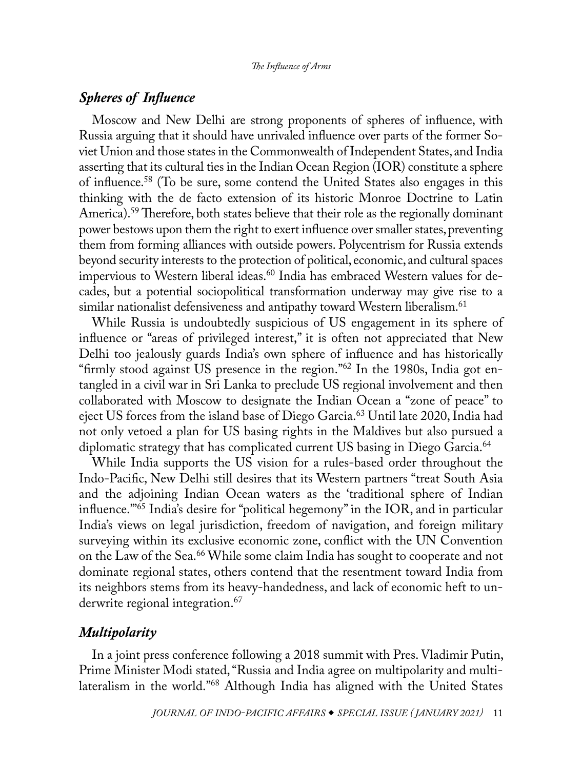## *Spheres of Influence*

Moscow and New Delhi are strong proponents of spheres of influence, with Russia arguing that it should have unrivaled influence over parts of the former Soviet Union and those states in the Commonwealth of Independent States, and India asserting that its cultural ties in the Indian Ocean Region (IOR) constitute a sphere of influence.[58] (To be sure, some contend the United States also engages in this thinking with the de facto extension of its historic Monroe Doctrine to Latin America).[59] Therefore, both states believe that their role as the regionally dominant power bestows upon them the right to exert influence over smaller states, preventing them from forming alliances with outside powers. Polycentrism for Russia extends beyond security interests to the protection of political, economic, and cultural spaces impervious to Western liberal ideas.[60] India has embraced Western values for decades, but a potential sociopolitical transformation underway may give rise to a similar nationalist defensiveness and antipathy toward Western liberalism.[61]

While Russia is undoubtedly suspicious of US engagement in its sphere of influence or "areas of privileged interest," it is often not appreciated that New Delhi too jealously guards India's own sphere of influence and has historically "firmly stood against US presence in the region."[62] In the 1980s, India got entangled in a civil war in Sri Lanka to preclude US regional involvement and then collaborated with Moscow to designate the Indian Ocean a "zone of peace" to eject US forces from the island base of Diego Garcia.[63] Until late 2020, India had not only vetoed a plan for US basing rights in the Maldives but also pursued a diplomatic strategy that has complicated current US basing in Diego Garcia.[64]

While India supports the US vision for a rules-based order throughout the Indo-Pacific, New Delhi still desires that its Western partners "treat South Asia and the adjoining Indian Ocean waters as the 'traditional sphere of Indian influence.'"[65] India's desire for "political hegemony" in the IOR, and in particular India's views on legal jurisdiction, freedom of navigation, and foreign military surveying within its exclusive economic zone, conflict with the UN Convention on the Law of the Sea.[66] While some claim India has sought to cooperate and not dominate regional states, others contend that the resentment toward India from its neighbors stems from its heavy-handedness, and lack of economic heft to underwrite regional integration.[67]

## *Multipolarity*

In a joint press conference following a 2018 summit with Pres. Vladimir Putin, Prime Minister Modi stated, "Russia and India agree on multipolarity and multilateralism in the world."[68] Although India has aligned with the United States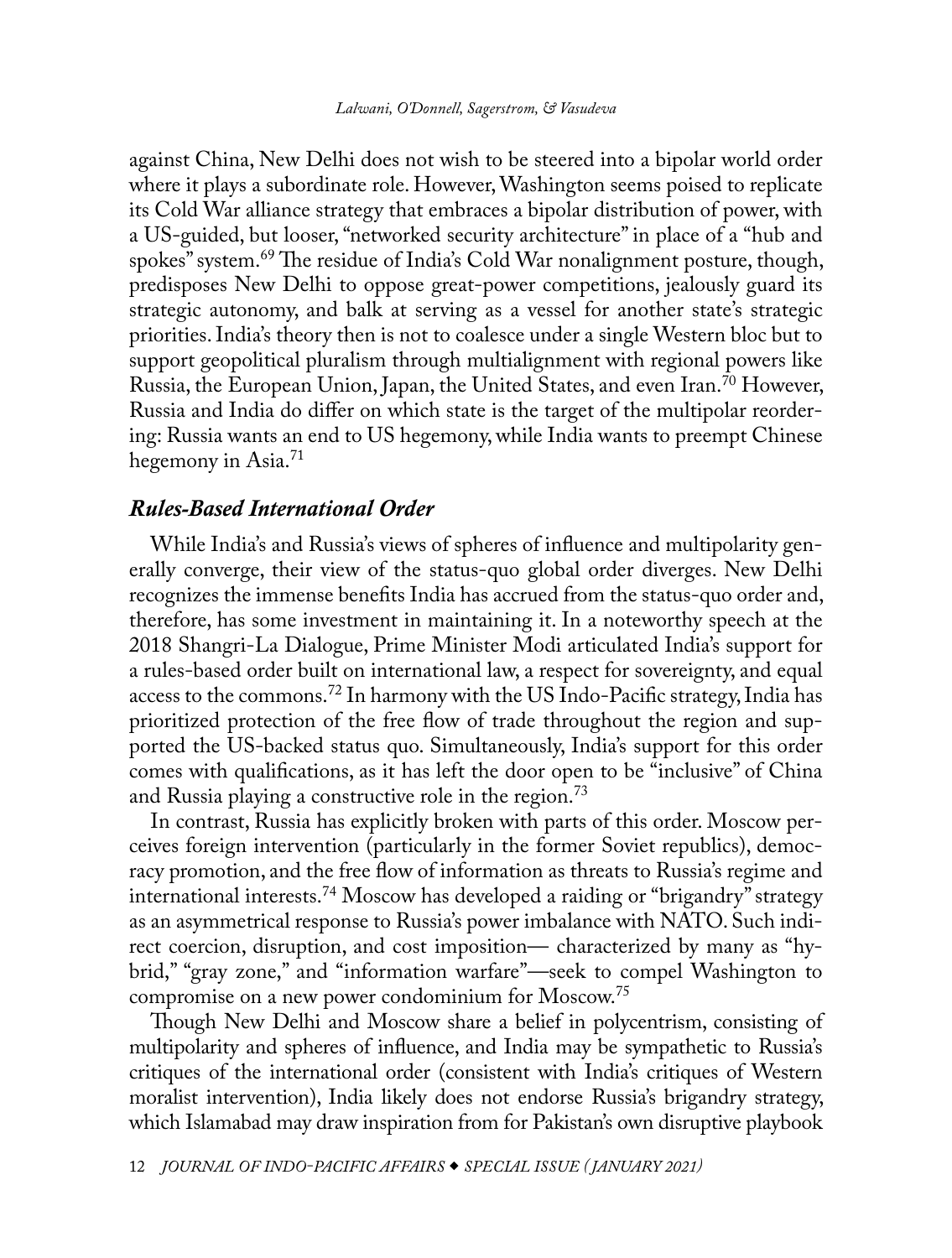against China, New Delhi does not wish to be steered into a bipolar world order where it plays a subordinate role. However, Washington seems poised to replicate its Cold War alliance strategy that embraces a bipolar distribution of power, with a US-guided, but looser, "networked security architecture" in place of a "hub and spokes" system.[69] The residue of India's Cold War nonalignment posture, though, predisposes New Delhi to oppose great-power competitions, jealously guard its strategic autonomy, and balk at serving as a vessel for another state's strategic priorities. India's theory then is not to coalesce under a single Western bloc but to support geopolitical pluralism through multialignment with regional powers like Russia, the European Union, Japan, the United States, and even Iran.[70] However, Russia and India do differ on which state is the target of the multipolar reordering: Russia wants an end to US hegemony, while India wants to preempt Chinese hegemony in Asia.[71]

### *Rules-Based International Order*

While India's and Russia's views of spheres of influence and multipolarity generally converge, their view of the status-quo global order diverges. New Delhi recognizes the immense benefits India has accrued from the status-quo order and, therefore, has some investment in maintaining it. In a noteworthy speech at the 2018 Shangri-La Dialogue, Prime Minister Modi articulated India's support for a rules-based order built on international law, a respect for sovereignty, and equal access to the commons.[72] In harmony with the US Indo-Pacific strategy, India has prioritized protection of the free flow of trade throughout the region and supported the US-backed status quo. Simultaneously, India's support for this order comes with qualifications, as it has left the door open to be "inclusive" of China and Russia playing a constructive role in the region.[73]

In contrast, Russia has explicitly broken with parts of this order. Moscow perceives foreign intervention (particularly in the former Soviet republics), democracy promotion, and the free flow of information as threats to Russia's regime and international interests.[74] Moscow has developed a raiding or "brigandry" strategy as an asymmetrical response to Russia's power imbalance with NATO. Such indirect coercion, disruption, and cost imposition— characterized by many as "hybrid," "gray zone," and "information warfare"—seek to compel Washington to compromise on a new power condominium for Moscow.[75]

Though New Delhi and Moscow share a belief in polycentrism, consisting of multipolarity and spheres of influence, and India may be sympathetic to Russia's critiques of the international order (consistent with India's critiques of Western moralist intervention), India likely does not endorse Russia's brigandry strategy, which Islamabad may draw inspiration from for Pakistan's own disruptive playbook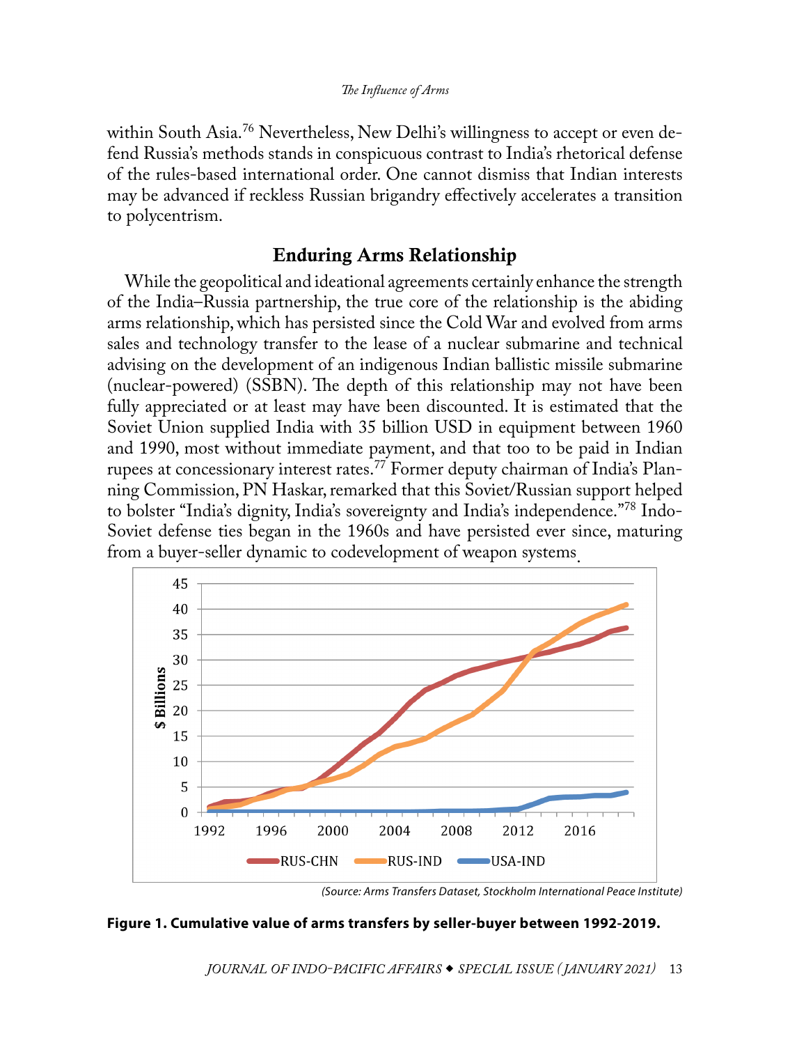within South Asia.[76] Nevertheless, New Delhi's willingness to accept or even defend Russia's methods stands in conspicuous contrast to India's rhetorical defense of the rules-based international order. One cannot dismiss that Indian interests may be advanced if reckless Russian brigandry effectively accelerates a transition to polycentrism.

## Enduring Arms Relationship

While the geopolitical and ideational agreements certainly enhance the strength of the India–Russia partnership, the true core of the relationship is the abiding arms relationship, which has persisted since the Cold War and evolved from arms sales and technology transfer to the lease of a nuclear submarine and technical advising on the development of an indigenous Indian ballistic missile submarine (nuclear-powered) (SSBN). The depth of this relationship may not have been fully appreciated or at least may have been discounted. It is estimated that the Soviet Union supplied India with 35 billion USD in equipment between 1960 and 1990, most without immediate payment, and that too to be paid in Indian rupees at concessionary interest rates.[77] Former deputy chairman of India's Planning Commission, PN Haskar, remarked that this Soviet/Russian support helped to bolster "India's dignity, India's sovereignty and India's independence."[78] Indo-Soviet defense ties began in the 1960s and have persisted ever since, maturing from a buyer-seller dynamic to codevelopment of weapon systems.

(Source: Arms Transfers Dataset, Stockholm International Peace Institute)

**Figure 1. Cumulative value of arms transfers by seller-buyer between 1992-2019.**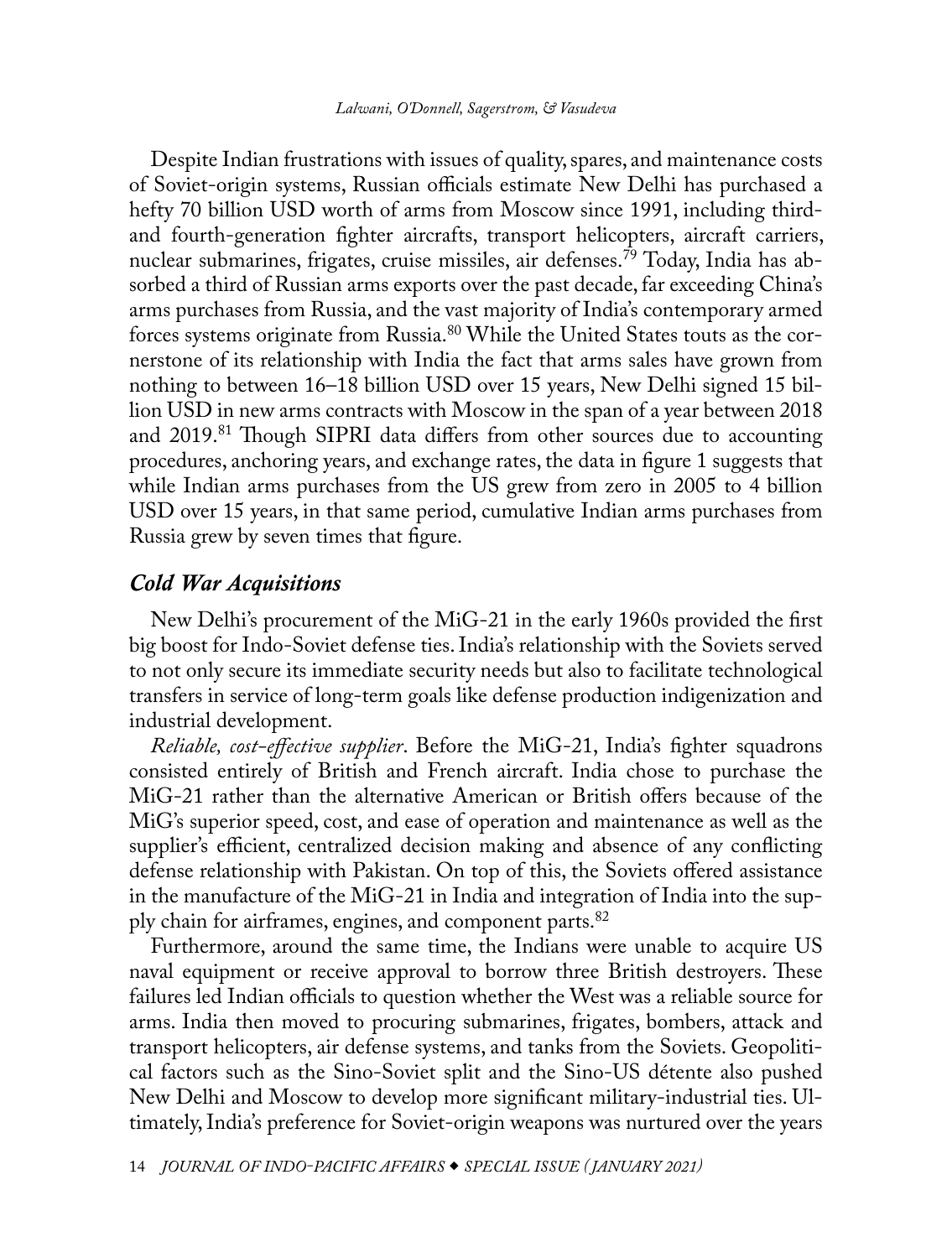Despite Indian frustrations with issues of quality, spares, and maintenance costs of Soviet-origin systems, Russian officials estimate New Delhi has purchased a hefty 70 billion USD worth of arms from Moscow since 1991, including third- and fourth-generation fighter aircrafts, transport helicopters, aircraft carriers, nuclear submarines, frigates, cruise missiles, air defenses.[79] Today, India has absorbed a third of Russian arms exports over the past decade, far exceeding China's arms purchases from Russia, and the vast majority of India's contemporary armed forces systems originate from Russia.[80] While the United States touts as the cornerstone of its relationship with India the fact that arms sales have grown from nothing to between 16–18 billion USD over 15 years, New Delhi signed 15 billion USD in new arms contracts with Moscow in the span of a year between 2018 and 2019.[81] Though SIPRI data differs from other sources due to accounting procedures, anchoring years, and exchange rates, the data in figure 1 suggests that while Indian arms purchases from the US grew from zero in 2005 to 4 billion USD over 15 years, in that same period, cumulative Indian arms purchases from Russia grew by seven times that figure.

### *Cold War Acquisitions*

New Delhi's procurement of the MiG-21 in the early 1960s provided the first big boost for Indo-Soviet defense ties. India's relationship with the Soviets served to not only secure its immediate security needs but also to facilitate technological transfers in service of long-term goals like defense production indigenization and industrial development.

*Reliable, cost-effective supplier*. Before the MiG-21, India's fighter squadrons consisted entirely of British and French aircraft. India chose to purchase the MiG-21 rather than the alternative American or British offers because of the MiG's superior speed, cost, and ease of operation and maintenance as well as the supplier's efficient, centralized decision making and absence of any conflicting defense relationship with Pakistan. On top of this, the Soviets offered assistance in the manufacture of the MiG-21 in India and integration of India into the supply chain for airframes, engines, and component parts.[82]

Furthermore, around the same time, the Indians were unable to acquire US naval equipment or receive approval to borrow three British destroyers. These failures led Indian officials to question whether the West was a reliable source for arms. India then moved to procuring submarines, frigates, bombers, attack and transport helicopters, air defense systems, and tanks from the Soviets. Geopolitical factors such as the Sino-Soviet split and the Sino-US détente also pushed New Delhi and Moscow to develop more significant military-industrial ties. Ultimately, India's preference for Soviet-origin weapons was nurtured over the years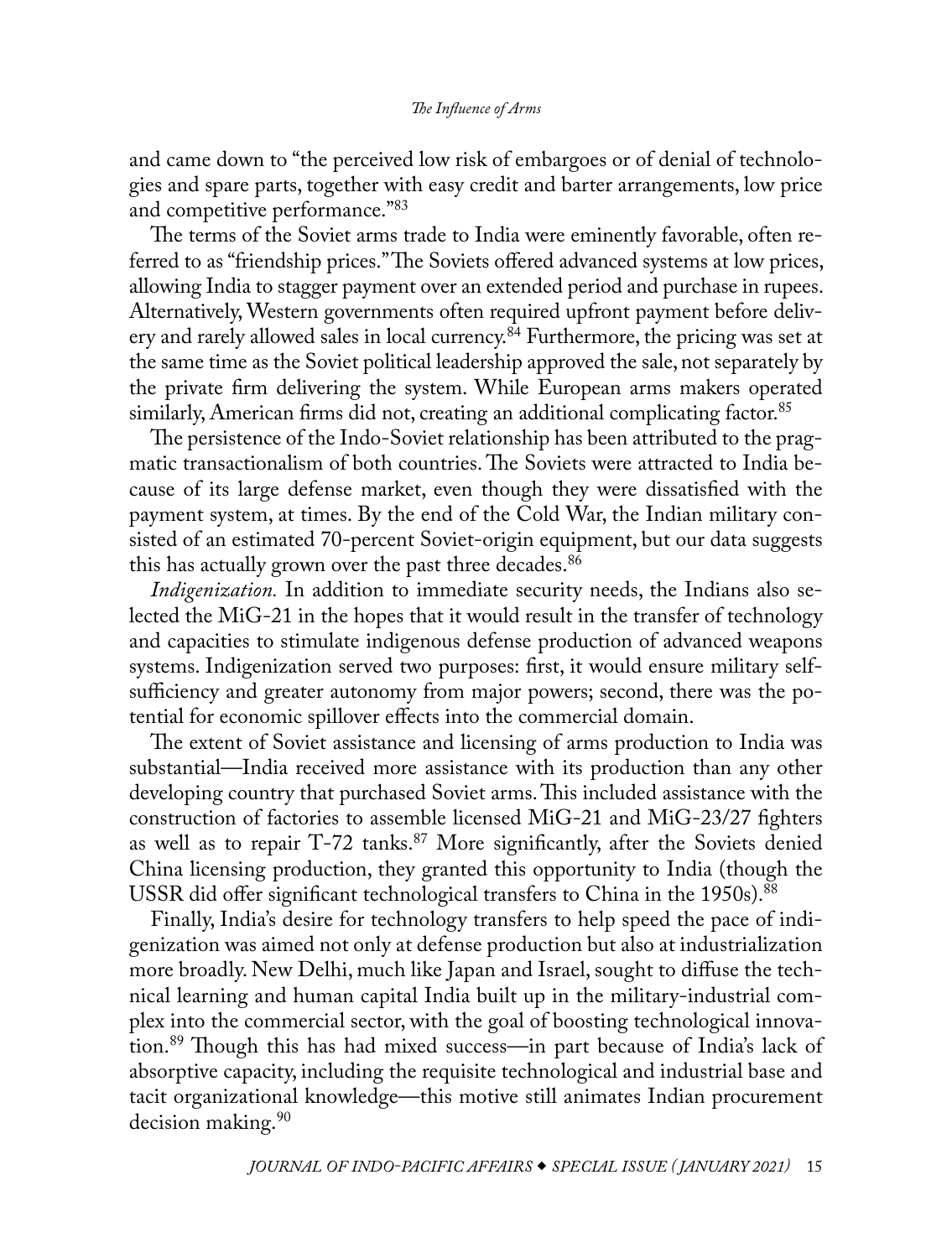and came down to "the perceived low risk of embargoes or of denial of technologies and spare parts, together with easy credit and barter arrangements, low price and competitive performance."[83]

The terms of the Soviet arms trade to India were eminently favorable, often referred to as "friendship prices." The Soviets offered advanced systems at low prices, allowing India to stagger payment over an extended period and purchase in rupees. Alternatively, Western governments often required upfront payment before delivery and rarely allowed sales in local currency.[84] Furthermore, the pricing was set at the same time as the Soviet political leadership approved the sale, not separately by the private firm delivering the system. While European arms makers operated similarly, American firms did not, creating an additional complicating factor.[85]

The persistence of the Indo-Soviet relationship has been attributed to the pragmatic transactionalism of both countries. The Soviets were attracted to India because of its large defense market, even though they were dissatisfied with the payment system, at times. By the end of the Cold War, the Indian military consisted of an estimated 70-percent Soviet-origin equipment, but our data suggests this has actually grown over the past three decades.[86]

*Indigenization.* In addition to immediate security needs, the Indians also selected the MiG-21 in the hopes that it would result in the transfer of technology and capacities to stimulate indigenous defense production of advanced weapons systems. Indigenization served two purposes: first, it would ensure military self-sufficiency and greater autonomy from major powers; second, there was the potential for economic spillover effects into the commercial domain.

The extent of Soviet assistance and licensing of arms production to India was substantial—India received more assistance with its production than any other developing country that purchased Soviet arms. This included assistance with the construction of factories to assemble licensed MiG-21 and MiG-23/27 fighters as well as to repair T-72 tanks.[87] More significantly, after the Soviets denied China licensing production, they granted this opportunity to India (though the USSR did offer significant technological transfers to China in the 1950s).[88]

Finally, India's desire for technology transfers to help speed the pace of indigenization was aimed not only at defense production but also at industrialization more broadly. New Delhi, much like Japan and Israel, sought to diffuse the technical learning and human capital India built up in the military-industrial complex into the commercial sector, with the goal of boosting technological innovation.[89] Though this has had mixed success—in part because of India's lack of absorptive capacity, including the requisite technological and industrial base and tacit organizational knowledge—this motive still animates Indian procurement decision making.[90]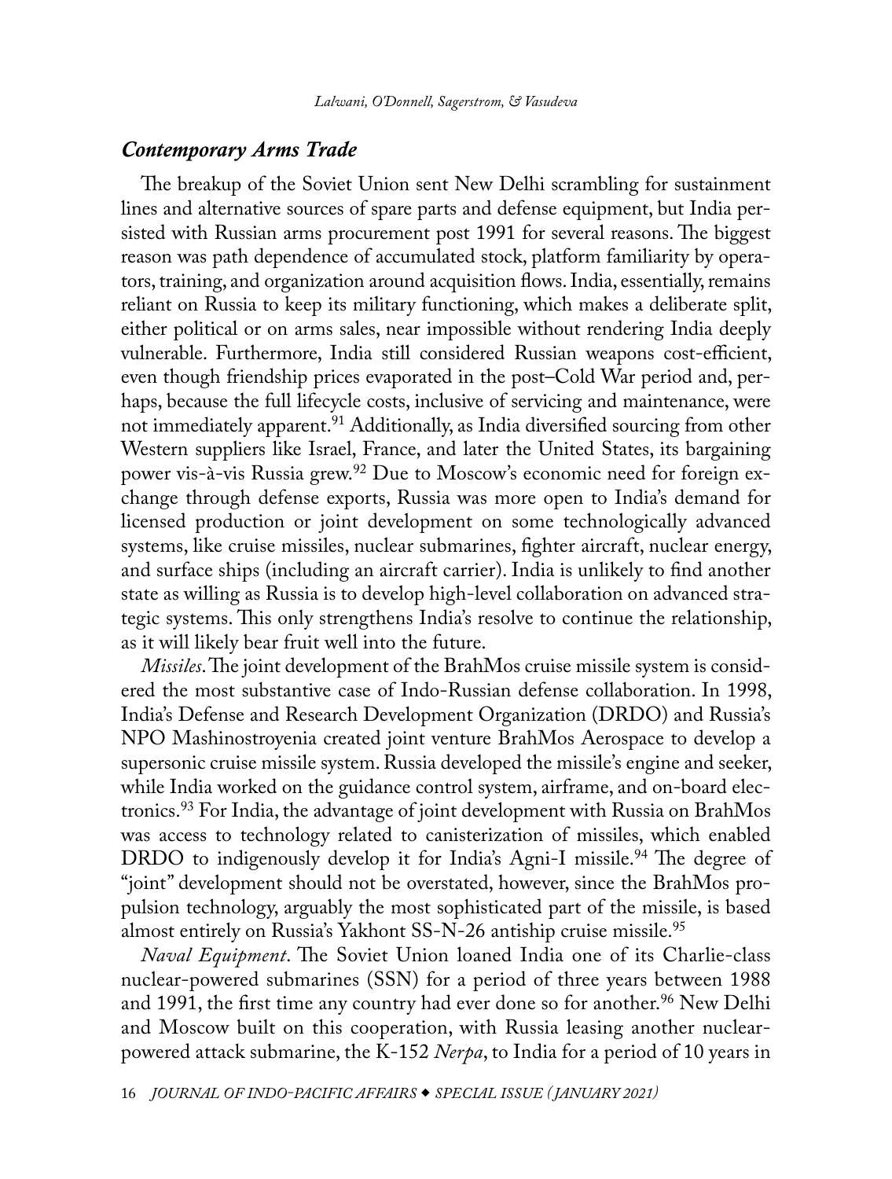## *Contemporary Arms Trade*

The breakup of the Soviet Union sent New Delhi scrambling for sustainment lines and alternative sources of spare parts and defense equipment, but India persisted with Russian arms procurement post 1991 for several reasons. The biggest reason was path dependence of accumulated stock, platform familiarity by operators, training, and organization around acquisition flows. India, essentially, remains reliant on Russia to keep its military functioning, which makes a deliberate split, either political or on arms sales, near impossible without rendering India deeply vulnerable. Furthermore, India still considered Russian weapons cost-efficient, even though friendship prices evaporated in the post–Cold War period and, perhaps, because the full lifecycle costs, inclusive of servicing and maintenance, were not immediately apparent.[91] Additionally, as India diversified sourcing from other Western suppliers like Israel, France, and later the United States, its bargaining power vis-à-vis Russia grew.[92] Due to Moscow's economic need for foreign exchange through defense exports, Russia was more open to India's demand for licensed production or joint development on some technologically advanced systems, like cruise missiles, nuclear submarines, fighter aircraft, nuclear energy, and surface ships (including an aircraft carrier). India is unlikely to find another state as willing as Russia is to develop high-level collaboration on advanced strategic systems. This only strengthens India's resolve to continue the relationship, as it will likely bear fruit well into the future.

*Missiles*. The joint development of the BrahMos cruise missile system is considered the most substantive case of Indo-Russian defense collaboration. In 1998, India's Defense and Research Development Organization (DRDO) and Russia's NPO Mashinostroyenia created joint venture BrahMos Aerospace to develop a supersonic cruise missile system. Russia developed the missile's engine and seeker, while India worked on the guidance control system, airframe, and on-board electronics.[93] For India, the advantage of joint development with Russia on BrahMos was access to technology related to canisterization of missiles, which enabled DRDO to indigenously develop it for India's Agni-I missile.[94] The degree of "joint" development should not be overstated, however, since the BrahMos propulsion technology, arguably the most sophisticated part of the missile, is based almost entirely on Russia's Yakhont SS-N-26 antiship cruise missile.[95]

*Naval Equipment*. The Soviet Union loaned India one of its Charlie-class nuclear-powered submarines (SSN) for a period of three years between 1988 and 1991, the first time any country had ever done so for another.[96] New Delhi and Moscow built on this cooperation, with Russia leasing another nuclear-powered attack submarine, the K-152 *Nerpa*, to India for a period of 10 years in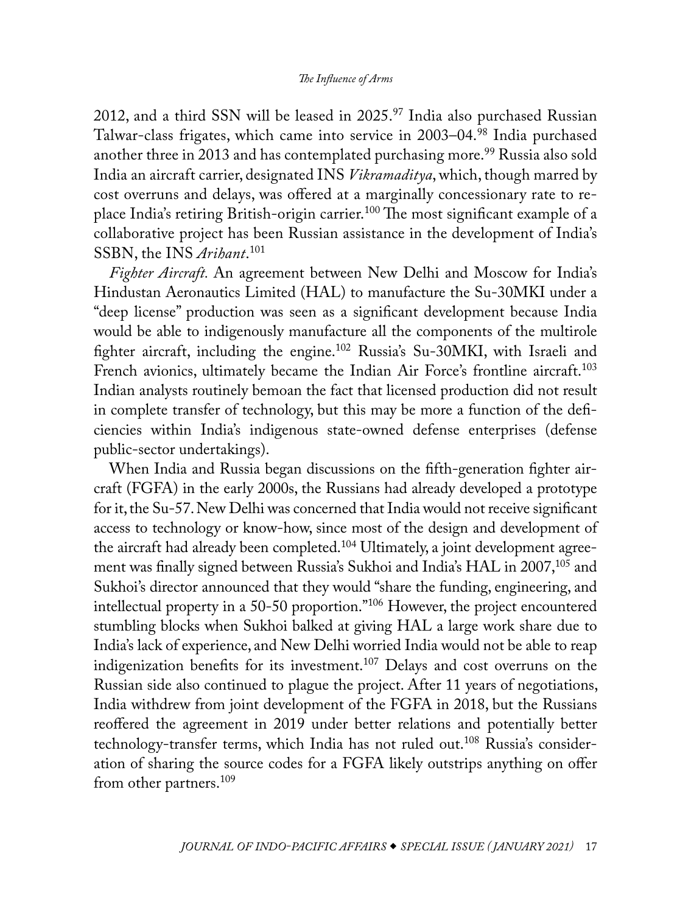2012, and a third SSN will be leased in 2025.[97] India also purchased Russian Talwar-class frigates, which came into service in 2003–04.[98] India purchased another three in 2013 and has contemplated purchasing more.[99] Russia also sold India an aircraft carrier, designated INS *Vikramaditya*, which, though marred by cost overruns and delays, was offered at a marginally concessionary rate to replace India's retiring British-origin carrier.[100] The most significant example of a collaborative project has been Russian assistance in the development of India's SSBN, the INS *Arihant*.[101]

*Fighter Aircraft.* An agreement between New Delhi and Moscow for India's Hindustan Aeronautics Limited (HAL) to manufacture the Su-30MKI under a "deep license" production was seen as a significant development because India would be able to indigenously manufacture all the components of the multirole fighter aircraft, including the engine.[102] Russia's Su-30MKI, with Israeli and French avionics, ultimately became the Indian Air Force's frontline aircraft.[103] Indian analysts routinely bemoan the fact that licensed production did not result in complete transfer of technology, but this may be more a function of the deficiencies within India's indigenous state-owned defense enterprises (defense public-sector undertakings).

When India and Russia began discussions on the fifth-generation fighter aircraft (FGFA) in the early 2000s, the Russians had already developed a prototype for it, the Su-57. New Delhi was concerned that India would not receive significant access to technology or know-how, since most of the design and development of the aircraft had already been completed.[104] Ultimately, a joint development agreement was finally signed between Russia's Sukhoi and India's HAL in 2007,[105] and Sukhoi's director announced that they would "share the funding, engineering, and intellectual property in a 50-50 proportion."[106] However, the project encountered stumbling blocks when Sukhoi balked at giving HAL a large work share due to India's lack of experience, and New Delhi worried India would not be able to reap indigenization benefits for its investment.[107] Delays and cost overruns on the Russian side also continued to plague the project. After 11 years of negotiations, India withdrew from joint development of the FGFA in 2018, but the Russians reoffered the agreement in 2019 under better relations and potentially better technology-transfer terms, which India has not ruled out.[108] Russia's consideration of sharing the source codes for a FGFA likely outstrips anything on offer from other partners.[109]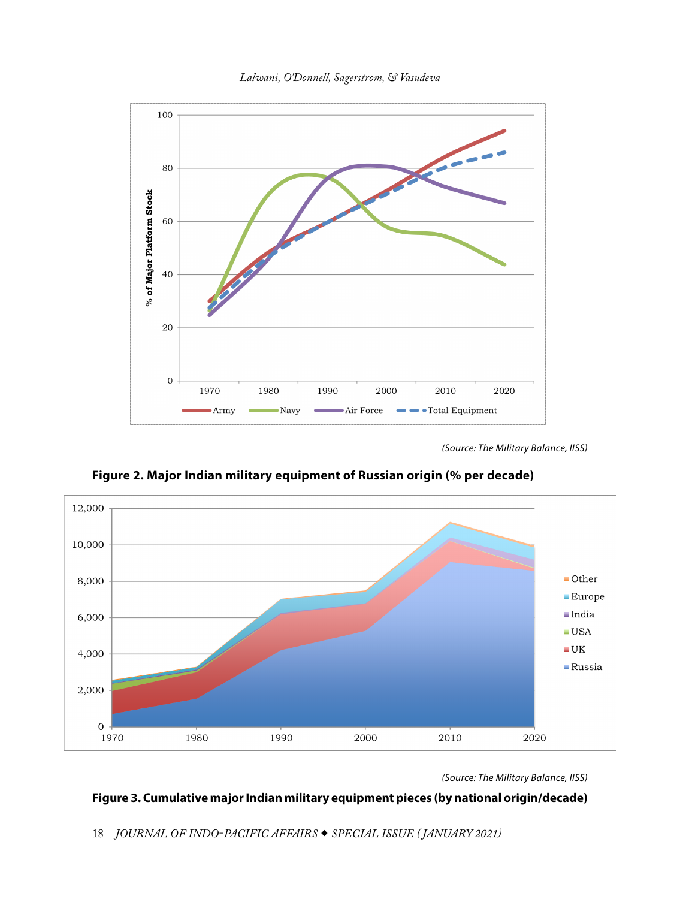(Source: The Military Balance, IISS)

**Figure 2. Major Indian military equipment of Russian origin (% per decade)**

(Source: The Military Balance, IISS)

**Figure 3. Cumulative major Indian military equipment pieces (by national origin/decade)**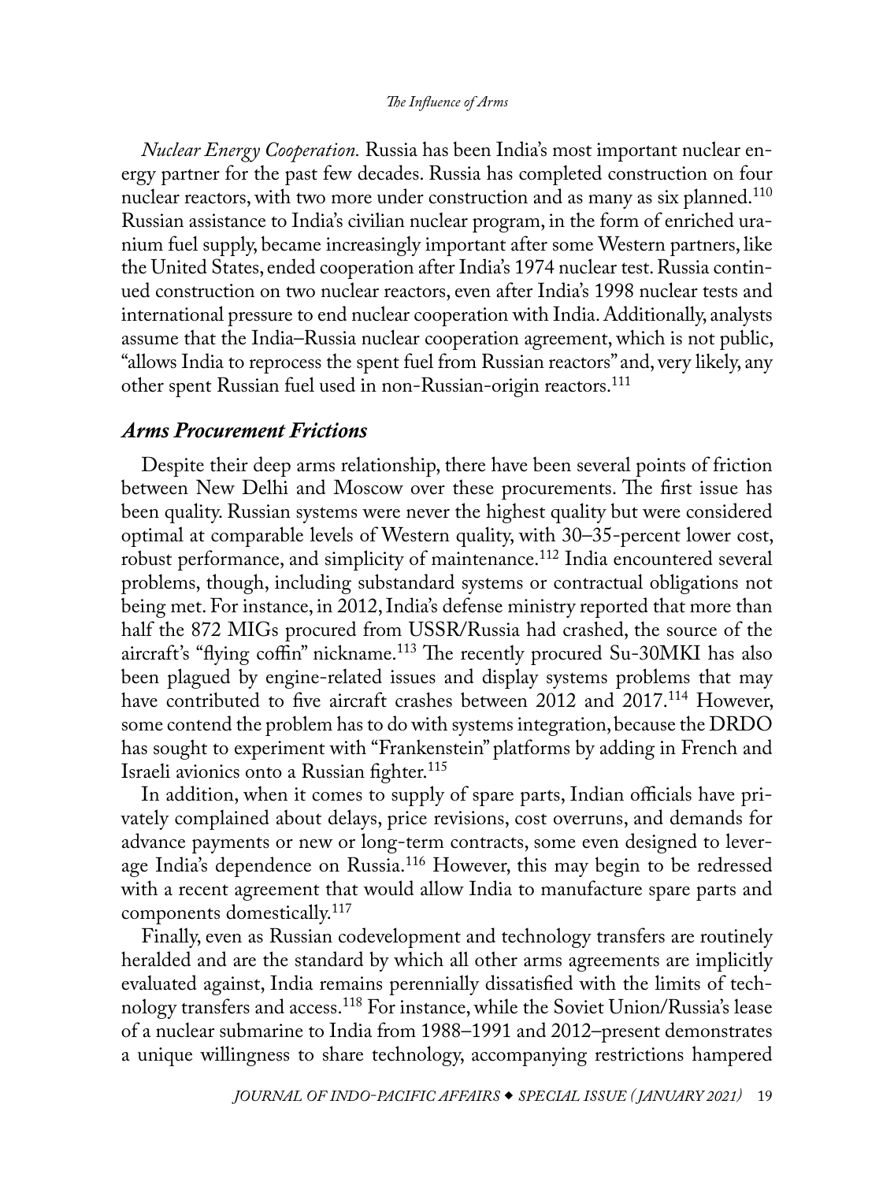*Nuclear Energy Cooperation.* Russia has been India's most important nuclear energy partner for the past few decades. Russia has completed construction on four nuclear reactors, with two more under construction and as many as six planned.[110] Russian assistance to India's civilian nuclear program, in the form of enriched uranium fuel supply, became increasingly important after some Western partners, like the United States, ended cooperation after India's 1974 nuclear test. Russia continued construction on two nuclear reactors, even after India's 1998 nuclear tests and international pressure to end nuclear cooperation with India. Additionally, analysts assume that the India–Russia nuclear cooperation agreement, which is not public, "allows India to reprocess the spent fuel from Russian reactors" and, very likely, any other spent Russian fuel used in non-Russian-origin reactors.[111]

### *Arms Procurement Frictions*

Despite their deep arms relationship, there have been several points of friction between New Delhi and Moscow over these procurements. The first issue has been quality. Russian systems were never the highest quality but were considered optimal at comparable levels of Western quality, with 30–35-percent lower cost, robust performance, and simplicity of maintenance.[112] India encountered several problems, though, including substandard systems or contractual obligations not being met. For instance, in 2012, India's defense ministry reported that more than half the 872 MIGs procured from USSR/Russia had crashed, the source of the aircraft's "flying coffin" nickname.[113] The recently procured Su-30MKI has also been plagued by engine-related issues and display systems problems that may have contributed to five aircraft crashes between 2012 and 2017.[114] However, some contend the problem has to do with systems integration, because the DRDO has sought to experiment with "Frankenstein" platforms by adding in French and Israeli avionics onto a Russian fighter.[115]

In addition, when it comes to supply of spare parts, Indian officials have privately complained about delays, price revisions, cost overruns, and demands for advance payments or new or long-term contracts, some even designed to leverage India's dependence on Russia.[116] However, this may begin to be redressed with a recent agreement that would allow India to manufacture spare parts and components domestically.[117]

Finally, even as Russian codevelopment and technology transfers are routinely heralded and are the standard by which all other arms agreements are implicitly evaluated against, India remains perennially dissatisfied with the limits of technology transfers and access.[118] For instance, while the Soviet Union/Russia's lease of a nuclear submarine to India from 1988–1991 and 2012–present demonstrates a unique willingness to share technology, accompanying restrictions hampered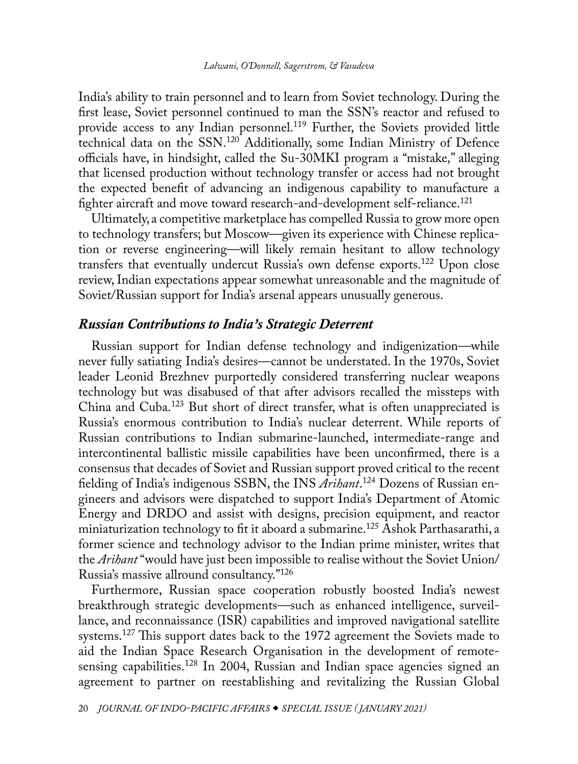India's ability to train personnel and to learn from Soviet technology. During the first lease, Soviet personnel continued to man the SSN's reactor and refused to provide access to any Indian personnel.[119] Further, the Soviets provided little technical data on the SSN.[120] Additionally, some Indian Ministry of Defence officials have, in hindsight, called the Su-30MKI program a "mistake," alleging that licensed production without technology transfer or access had not brought the expected benefit of advancing an indigenous capability to manufacture a fighter aircraft and move toward research-and-development self-reliance.[121]

Ultimately, a competitive marketplace has compelled Russia to grow more open to technology transfers; but Moscow—given its experience with Chinese replication or reverse engineering—will likely remain hesitant to allow technology transfers that eventually undercut Russia's own defense exports.[122] Upon close review, Indian expectations appear somewhat unreasonable and the magnitude of Soviet/Russian support for India's arsenal appears unusually generous.

### *Russian Contributions to India's Strategic Deterrent*

Russian support for Indian defense technology and indigenization—while never fully satiating India's desires—cannot be understated. In the 1970s, Soviet leader Leonid Brezhnev purportedly considered transferring nuclear weapons technology but was disabused of that after advisors recalled the missteps with China and Cuba.[123] But short of direct transfer, what is often unappreciated is Russia's enormous contribution to India's nuclear deterrent. While reports of Russian contributions to Indian submarine-launched, intermediate-range and intercontinental ballistic missile capabilities have been unconfirmed, there is a consensus that decades of Soviet and Russian support proved critical to the recent fielding of India's indigenous SSBN, the INS *Arihant*.[124] Dozens of Russian engineers and advisors were dispatched to support India's Department of Atomic Energy and DRDO and assist with designs, precision equipment, and reactor miniaturization technology to fit it aboard a submarine.[125] Ashok Parthasarathi, a former science and technology advisor to the Indian prime minister, writes that the *Arihant* "would have just been impossible to realise without the Soviet Union/Russia's massive allround consultancy."[126]

Furthermore, Russian space cooperation robustly boosted India's newest breakthrough strategic developments—such as enhanced intelligence, surveillance, and reconnaissance (ISR) capabilities and improved navigational satellite systems.[127] This support dates back to the 1972 agreement the Soviets made to aid the Indian Space Research Organisation in the development of remote-sensing capabilities.[128] In 2004, Russian and Indian space agencies signed an agreement to partner on reestablishing and revitalizing the Russian Global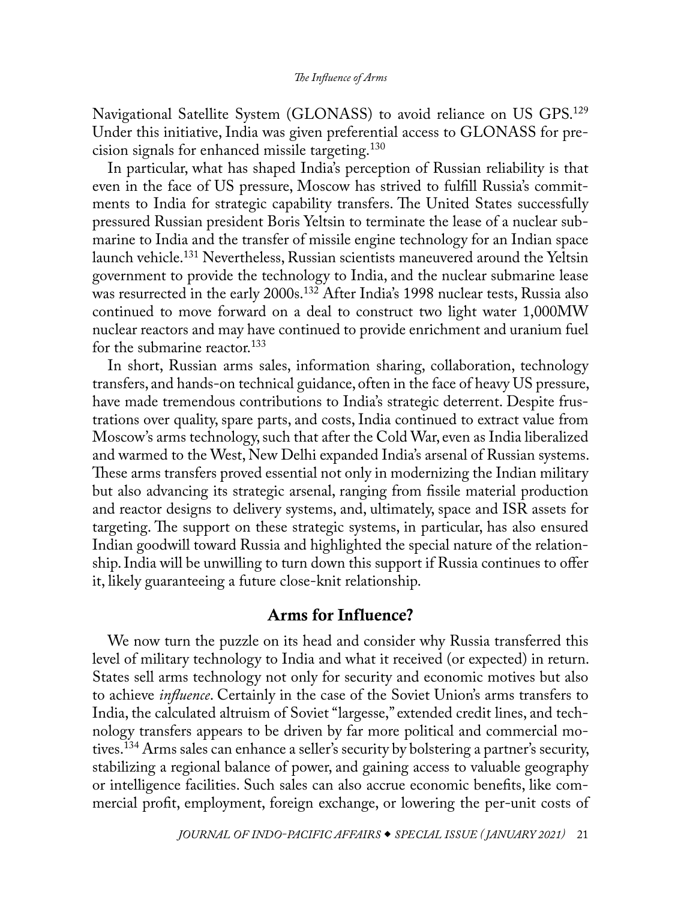Navigational Satellite System (GLONASS) to avoid reliance on US GPS.[129] Under this initiative, India was given preferential access to GLONASS for precision signals for enhanced missile targeting.[130]

In particular, what has shaped India's perception of Russian reliability is that even in the face of US pressure, Moscow has strived to fulfill Russia's commitments to India for strategic capability transfers. The United States successfully pressured Russian president Boris Yeltsin to terminate the lease of a nuclear submarine to India and the transfer of missile engine technology for an Indian space launch vehicle.[131] Nevertheless, Russian scientists maneuvered around the Yeltsin government to provide the technology to India, and the nuclear submarine lease was resurrected in the early 2000s.[132] After India's 1998 nuclear tests, Russia also continued to move forward on a deal to construct two light water 1,000MW nuclear reactors and may have continued to provide enrichment and uranium fuel for the submarine reactor.[133]

In short, Russian arms sales, information sharing, collaboration, technology transfers, and hands-on technical guidance, often in the face of heavy US pressure, have made tremendous contributions to India's strategic deterrent. Despite frustrations over quality, spare parts, and costs, India continued to extract value from Moscow's arms technology, such that after the Cold War, even as India liberalized and warmed to the West, New Delhi expanded India's arsenal of Russian systems. These arms transfers proved essential not only in modernizing the Indian military but also advancing its strategic arsenal, ranging from fissile material production and reactor designs to delivery systems, and, ultimately, space and ISR assets for targeting. The support on these strategic systems, in particular, has also ensured Indian goodwill toward Russia and highlighted the special nature of the relationship. India will be unwilling to turn down this support if Russia continues to offer it, likely guaranteeing a future close-knit relationship.

## Arms for Influence?

We now turn the puzzle on its head and consider why Russia transferred this level of military technology to India and what it received (or expected) in return. States sell arms technology not only for security and economic motives but also to achieve *influence*. Certainly in the case of the Soviet Union's arms transfers to India, the calculated altruism of Soviet "largesse," extended credit lines, and technology transfers appears to be driven by far more political and commercial motives.[134] Arms sales can enhance a seller's security by bolstering a partner's security, stabilizing a regional balance of power, and gaining access to valuable geography or intelligence facilities. Such sales can also accrue economic benefits, like commercial profit, employment, foreign exchange, or lowering the per-unit costs of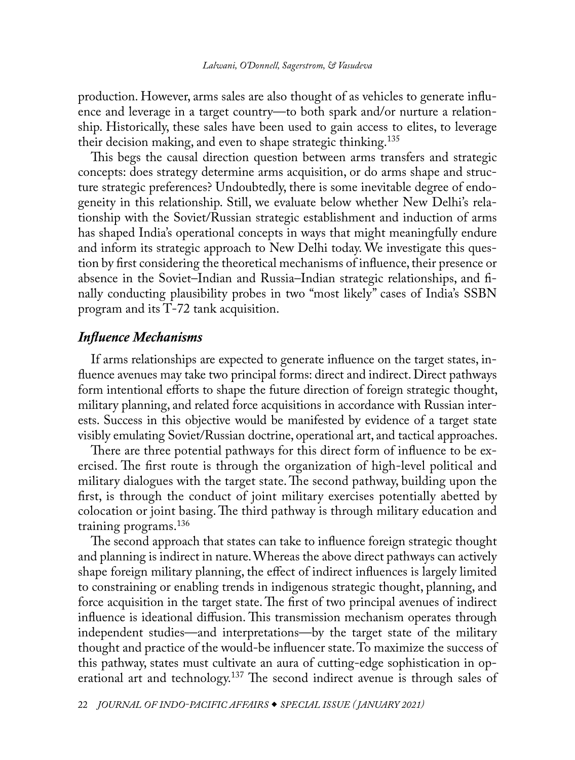production. However, arms sales are also thought of as vehicles to generate influence and leverage in a target country—to both spark and/or nurture a relationship. Historically, these sales have been used to gain access to elites, to leverage their decision making, and even to shape strategic thinking.[135]

This begs the causal direction question between arms transfers and strategic concepts: does strategy determine arms acquisition, or do arms shape and structure strategic preferences? Undoubtedly, there is some inevitable degree of endogeneity in this relationship. Still, we evaluate below whether New Delhi's relationship with the Soviet/Russian strategic establishment and induction of arms has shaped India's operational concepts in ways that might meaningfully endure and inform its strategic approach to New Delhi today. We investigate this question by first considering the theoretical mechanisms of influence, their presence or absence in the Soviet–Indian and Russia–Indian strategic relationships, and finally conducting plausibility probes in two "most likely" cases of India's SSBN program and its T-72 tank acquisition.

### *Influence Mechanisms*

If arms relationships are expected to generate influence on the target states, influence avenues may take two principal forms: direct and indirect. Direct pathways form intentional efforts to shape the future direction of foreign strategic thought, military planning, and related force acquisitions in accordance with Russian interests. Success in this objective would be manifested by evidence of a target state visibly emulating Soviet/Russian doctrine, operational art, and tactical approaches.

There are three potential pathways for this direct form of influence to be exercised. The first route is through the organization of high-level political and military dialogues with the target state. The second pathway, building upon the first, is through the conduct of joint military exercises potentially abetted by colocation or joint basing. The third pathway is through military education and training programs.[136]

The second approach that states can take to influence foreign strategic thought and planning is indirect in nature. Whereas the above direct pathways can actively shape foreign military planning, the effect of indirect influences is largely limited to constraining or enabling trends in indigenous strategic thought, planning, and force acquisition in the target state. The first of two principal avenues of indirect influence is ideational diffusion. This transmission mechanism operates through independent studies—and interpretations—by the target state of the military thought and practice of the would-be influencer state. To maximize the success of this pathway, states must cultivate an aura of cutting-edge sophistication in operational art and technology.[137] The second indirect avenue is through sales of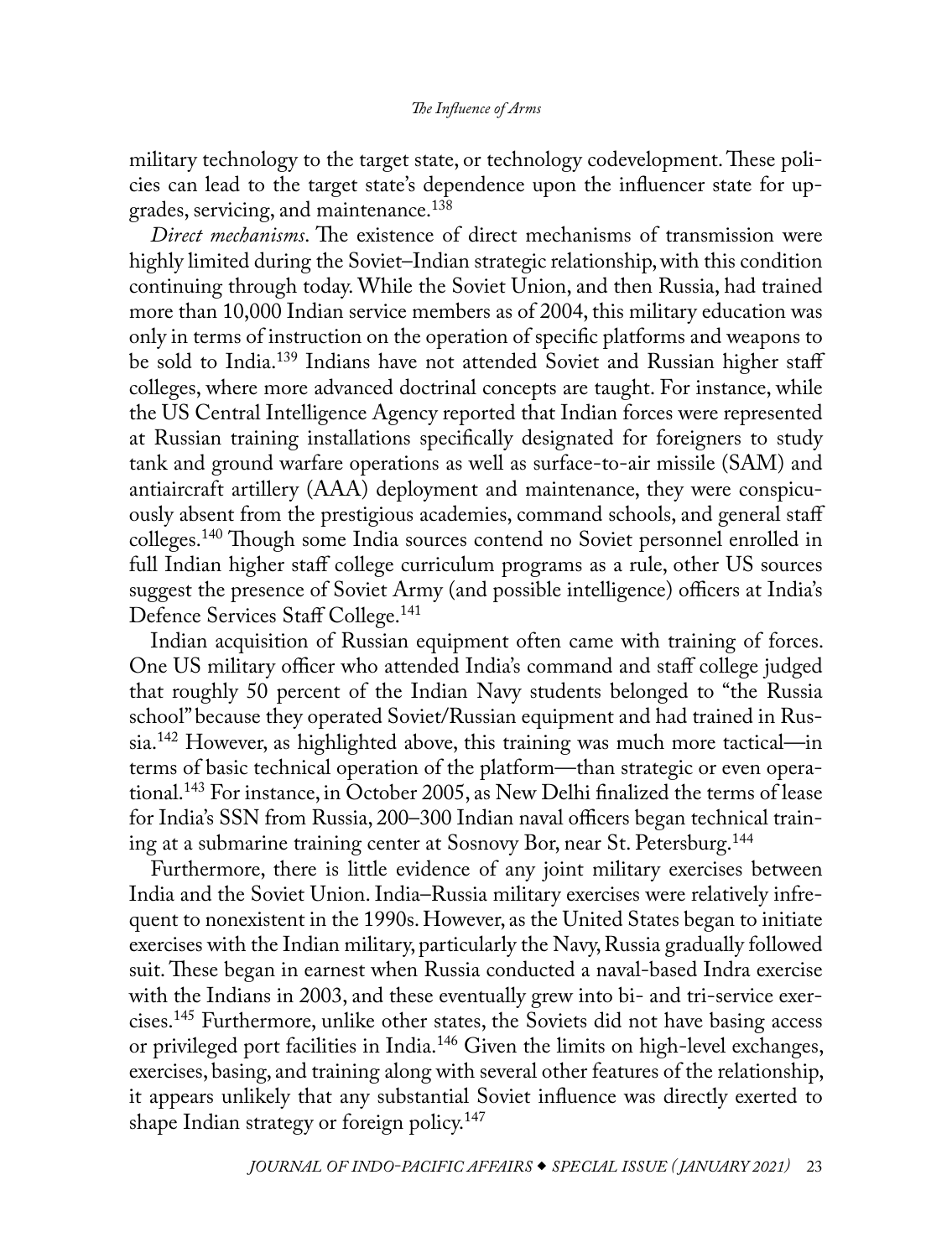military technology to the target state, or technology codevelopment. These policies can lead to the target state's dependence upon the influencer state for upgrades, servicing, and maintenance.[138]

*Direct mechanisms*. The existence of direct mechanisms of transmission were highly limited during the Soviet–Indian strategic relationship, with this condition continuing through today. While the Soviet Union, and then Russia, had trained more than 10,000 Indian service members as of 2004, this military education was only in terms of instruction on the operation of specific platforms and weapons to be sold to India.[139] Indians have not attended Soviet and Russian higher staff colleges, where more advanced doctrinal concepts are taught. For instance, while the US Central Intelligence Agency reported that Indian forces were represented at Russian training installations specifically designated for foreigners to study tank and ground warfare operations as well as surface-to-air missile (SAM) and antiaircraft artillery (AAA) deployment and maintenance, they were conspicuously absent from the prestigious academies, command schools, and general staff colleges.[140] Though some India sources contend no Soviet personnel enrolled in full Indian higher staff college curriculum programs as a rule, other US sources suggest the presence of Soviet Army (and possible intelligence) officers at India's Defence Services Staff College.[141]

Indian acquisition of Russian equipment often came with training of forces. One US military officer who attended India's command and staff college judged that roughly 50 percent of the Indian Navy students belonged to "the Russia school" because they operated Soviet/Russian equipment and had trained in Russia.[142] However, as highlighted above, this training was much more tactical—in terms of basic technical operation of the platform—than strategic or even operational.[143] For instance, in October 2005, as New Delhi finalized the terms of lease for India's SSN from Russia, 200–300 Indian naval officers began technical training at a submarine training center at Sosnovy Bor, near St. Petersburg.[144]

Furthermore, there is little evidence of any joint military exercises between India and the Soviet Union. India–Russia military exercises were relatively infrequent to nonexistent in the 1990s. However, as the United States began to initiate exercises with the Indian military, particularly the Navy, Russia gradually followed suit. These began in earnest when Russia conducted a naval-based Indra exercise with the Indians in 2003, and these eventually grew into bi- and tri-service exercises.[145] Furthermore, unlike other states, the Soviets did not have basing access or privileged port facilities in India.[146] Given the limits on high-level exchanges, exercises, basing, and training along with several other features of the relationship, it appears unlikely that any substantial Soviet influence was directly exerted to shape Indian strategy or foreign policy.[147]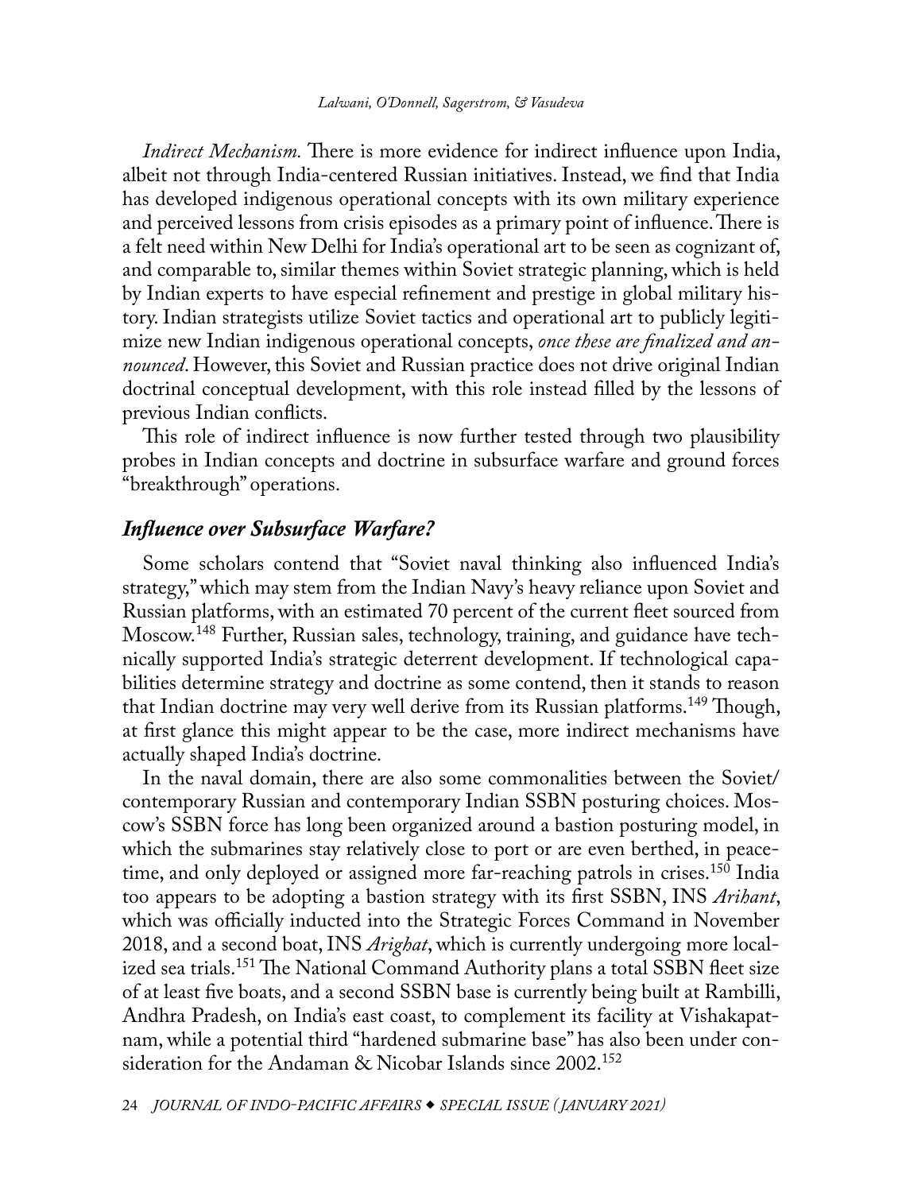*Indirect Mechanism.* There is more evidence for indirect influence upon India, albeit not through India-centered Russian initiatives. Instead, we find that India has developed indigenous operational concepts with its own military experience and perceived lessons from crisis episodes as a primary point of influence. There is a felt need within New Delhi for India's operational art to be seen as cognizant of, and comparable to, similar themes within Soviet strategic planning, which is held by Indian experts to have especial refinement and prestige in global military history. Indian strategists utilize Soviet tactics and operational art to publicly legitimize new Indian indigenous operational concepts, *once these are finalized and announced*. However, this Soviet and Russian practice does not drive original Indian doctrinal conceptual development, with this role instead filled by the lessons of previous Indian conflicts.

This role of indirect influence is now further tested through two plausibility probes in Indian concepts and doctrine in subsurface warfare and ground forces "breakthrough" operations.

### *Influence over Subsurface Warfare?*

Some scholars contend that "Soviet naval thinking also influenced India's strategy," which may stem from the Indian Navy's heavy reliance upon Soviet and Russian platforms, with an estimated 70 percent of the current fleet sourced from Moscow.[148] Further, Russian sales, technology, training, and guidance have technically supported India's strategic deterrent development. If technological capabilities determine strategy and doctrine as some contend, then it stands to reason that Indian doctrine may very well derive from its Russian platforms.[149] Though, at first glance this might appear to be the case, more indirect mechanisms have actually shaped India's doctrine.

In the naval domain, there are also some commonalities between the Soviet/contemporary Russian and contemporary Indian SSBN posturing choices. Moscow's SSBN force has long been organized around a bastion posturing model, in which the submarines stay relatively close to port or are even berthed, in peacetime, and only deployed or assigned more far-reaching patrols in crises.[150] India too appears to be adopting a bastion strategy with its first SSBN, INS *Arihant*, which was officially inducted into the Strategic Forces Command in November 2018, and a second boat, INS *Arighat*, which is currently undergoing more localized sea trials.[151] The National Command Authority plans a total SSBN fleet size of at least five boats, and a second SSBN base is currently being built at Rambilli, Andhra Pradesh, on India's east coast, to complement its facility at Vishakapatnam, while a potential third "hardened submarine base" has also been under consideration for the Andaman & Nicobar Islands since 2002.[152]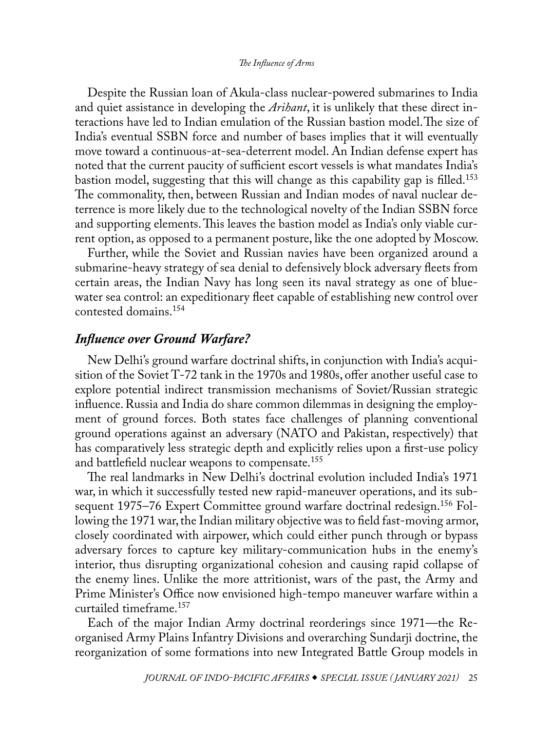Despite the Russian loan of Akula-class nuclear-powered submarines to India and quiet assistance in developing the *Arihant*, it is unlikely that these direct interactions have led to Indian emulation of the Russian bastion model. The size of India's eventual SSBN force and number of bases implies that it will eventually move toward a continuous-at-sea-deterrent model. An Indian defense expert has noted that the current paucity of sufficient escort vessels is what mandates India's bastion model, suggesting that this will change as this capability gap is filled.[153] The commonality, then, between Russian and Indian modes of naval nuclear deterrence is more likely due to the technological novelty of the Indian SSBN force and supporting elements. This leaves the bastion model as India's only viable current option, as opposed to a permanent posture, like the one adopted by Moscow.

Further, while the Soviet and Russian navies have been organized around a submarine-heavy strategy of sea denial to defensively block adversary fleets from certain areas, the Indian Navy has long seen its naval strategy as one of blue-water sea control: an expeditionary fleet capable of establishing new control over contested domains.[154]

## *Influence over Ground Warfare?*

New Delhi's ground warfare doctrinal shifts, in conjunction with India's acquisition of the Soviet T-72 tank in the 1970s and 1980s, offer another useful case to explore potential indirect transmission mechanisms of Soviet/Russian strategic influence. Russia and India do share common dilemmas in designing the employment of ground forces. Both states face challenges of planning conventional ground operations against an adversary (NATO and Pakistan, respectively) that has comparatively less strategic depth and explicitly relies upon a first-use policy and battlefield nuclear weapons to compensate.[155]

The real landmarks in New Delhi's doctrinal evolution included India's 1971 war, in which it successfully tested new rapid-maneuver operations, and its subsequent 1975–76 Expert Committee ground warfare doctrinal redesign.[156] Following the 1971 war, the Indian military objective was to field fast-moving armor, closely coordinated with airpower, which could either punch through or bypass adversary forces to capture key military-communication hubs in the enemy's interior, thus disrupting organizational cohesion and causing rapid collapse of the enemy lines. Unlike the more attritionist, wars of the past, the Army and Prime Minister's Office now envisioned high-tempo maneuver warfare within a curtailed timeframe.[157]

Each of the major Indian Army doctrinal reorderings since 1971—the Reorganised Army Plains Infantry Divisions and overarching Sundarji doctrine, the reorganization of some formations into new Integrated Battle Group models in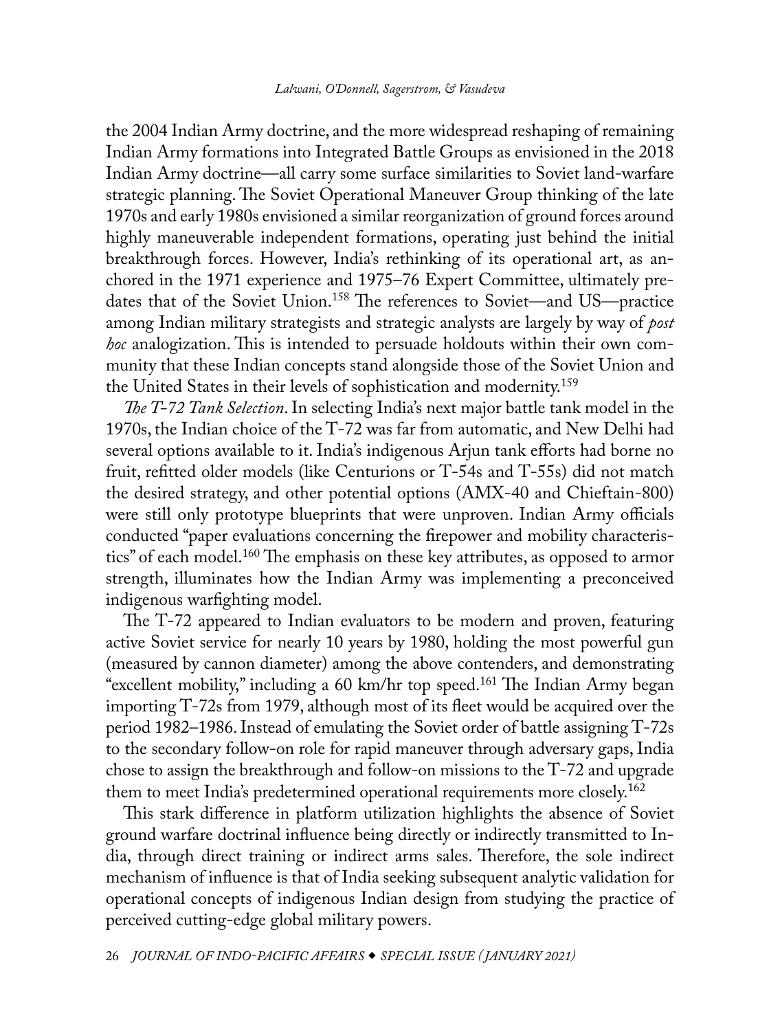the 2004 Indian Army doctrine, and the more widespread reshaping of remaining Indian Army formations into Integrated Battle Groups as envisioned in the 2018 Indian Army doctrine—all carry some surface similarities to Soviet land-warfare strategic planning. The Soviet Operational Maneuver Group thinking of the late 1970s and early 1980s envisioned a similar reorganization of ground forces around highly maneuverable independent formations, operating just behind the initial breakthrough forces. However, India's rethinking of its operational art, as anchored in the 1971 experience and 1975–76 Expert Committee, ultimately predates that of the Soviet Union.[158] The references to Soviet—and US—practice among Indian military strategists and strategic analysts are largely by way of *post hoc* analogization. This is intended to persuade holdouts within their own community that these Indian concepts stand alongside those of the Soviet Union and the United States in their levels of sophistication and modernity.[159]

*The T-72 Tank Selection*. In selecting India's next major battle tank model in the 1970s, the Indian choice of the T-72 was far from automatic, and New Delhi had several options available to it. India's indigenous Arjun tank efforts had borne no fruit, refitted older models (like Centurions or T-54s and T-55s) did not match the desired strategy, and other potential options (AMX-40 and Chieftain-800) were still only prototype blueprints that were unproven. Indian Army officials conducted "paper evaluations concerning the firepower and mobility characteristics" of each model.[160] The emphasis on these key attributes, as opposed to armor strength, illuminates how the Indian Army was implementing a preconceived indigenous warfighting model.

The T-72 appeared to Indian evaluators to be modern and proven, featuring active Soviet service for nearly 10 years by 1980, holding the most powerful gun (measured by cannon diameter) among the above contenders, and demonstrating "excellent mobility," including a 60 km/hr top speed.[161] The Indian Army began importing T-72s from 1979, although most of its fleet would be acquired over the period 1982–1986. Instead of emulating the Soviet order of battle assigning T-72s to the secondary follow-on role for rapid maneuver through adversary gaps, India chose to assign the breakthrough and follow-on missions to the T-72 and upgrade them to meet India's predetermined operational requirements more closely.[162]

This stark difference in platform utilization highlights the absence of Soviet ground warfare doctrinal influence being directly or indirectly transmitted to India, through direct training or indirect arms sales. Therefore, the sole indirect mechanism of influence is that of India seeking subsequent analytic validation for operational concepts of indigenous Indian design from studying the practice of perceived cutting-edge global military powers.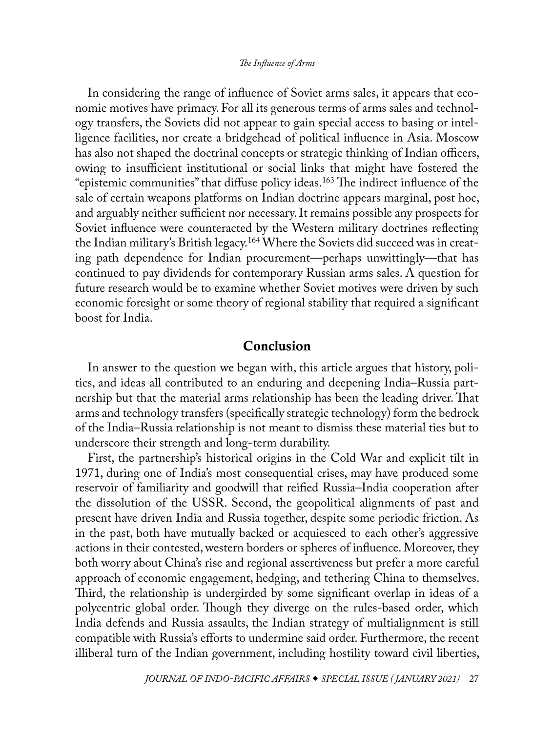In considering the range of influence of Soviet arms sales, it appears that economic motives have primacy. For all its generous terms of arms sales and technology transfers, the Soviets did not appear to gain special access to basing or intelligence facilities, nor create a bridgehead of political influence in Asia. Moscow has also not shaped the doctrinal concepts or strategic thinking of Indian officers, owing to insufficient institutional or social links that might have fostered the "epistemic communities" that diffuse policy ideas.[163] The indirect influence of the sale of certain weapons platforms on Indian doctrine appears marginal, post hoc, and arguably neither sufficient nor necessary. It remains possible any prospects for Soviet influence were counteracted by the Western military doctrines reflecting the Indian military's British legacy.[164] Where the Soviets did succeed was in creating path dependence for Indian procurement—perhaps unwittingly—that has continued to pay dividends for contemporary Russian arms sales. A question for future research would be to examine whether Soviet motives were driven by such economic foresight or some theory of regional stability that required a significant boost for India.

## Conclusion

In answer to the question we began with, this article argues that history, politics, and ideas all contributed to an enduring and deepening India–Russia partnership but that the material arms relationship has been the leading driver. That arms and technology transfers (specifically strategic technology) form the bedrock of the India–Russia relationship is not meant to dismiss these material ties but to underscore their strength and long-term durability.

First, the partnership's historical origins in the Cold War and explicit tilt in 1971, during one of India's most consequential crises, may have produced some reservoir of familiarity and goodwill that reified Russia–India cooperation after the dissolution of the USSR. Second, the geopolitical alignments of past and present have driven India and Russia together, despite some periodic friction. As in the past, both have mutually backed or acquiesced to each other's aggressive actions in their contested, western borders or spheres of influence. Moreover, they both worry about China's rise and regional assertiveness but prefer a more careful approach of economic engagement, hedging, and tethering China to themselves. Third, the relationship is undergirded by some significant overlap in ideas of a polycentric global order. Though they diverge on the rules-based order, which India defends and Russia assaults, the Indian strategy of multialignment is still compatible with Russia's efforts to undermine said order. Furthermore, the recent illiberal turn of the Indian government, including hostility toward civil liberties,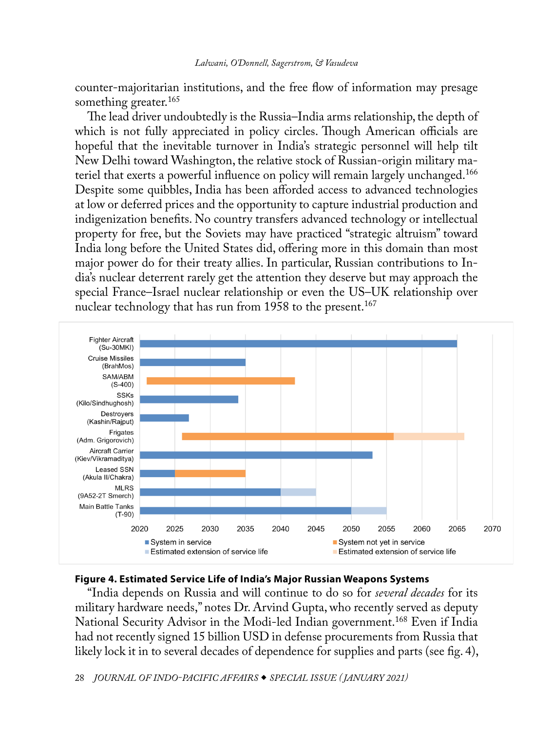counter-majoritarian institutions, and the free flow of information may presage something greater.[165]

The lead driver undoubtedly is the Russia–India arms relationship, the depth of which is not fully appreciated in policy circles. Though American officials are hopeful that the inevitable turnover in India's strategic personnel will help tilt New Delhi toward Washington, the relative stock of Russian-origin military materiel that exerts a powerful influence on policy will remain largely unchanged.[166] Despite some quibbles, India has been afforded access to advanced technologies at low or deferred prices and the opportunity to capture industrial production and indigenization benefits. No country transfers advanced technology or intellectual property for free, but the Soviets may have practiced "strategic altruism" toward India long before the United States did, offering more in this domain than most major power do for their treaty allies. In particular, Russian contributions to India's nuclear deterrent rarely get the attention they deserve but may approach the special France–Israel nuclear relationship or even the US–UK relationship over nuclear technology that has run from 1958 to the present.[167]

**Figure 4. Estimated Service Life of India's Major Russian Weapons Systems**

"India depends on Russia and will continue to do so for *several decades* for its military hardware needs," notes Dr. Arvind Gupta, who recently served as deputy National Security Advisor in the Modi-led Indian government.[168] Even if India had not recently signed 15 billion USD in defense procurements from Russia that likely lock it in to several decades of dependence for supplies and parts (see fig. 4),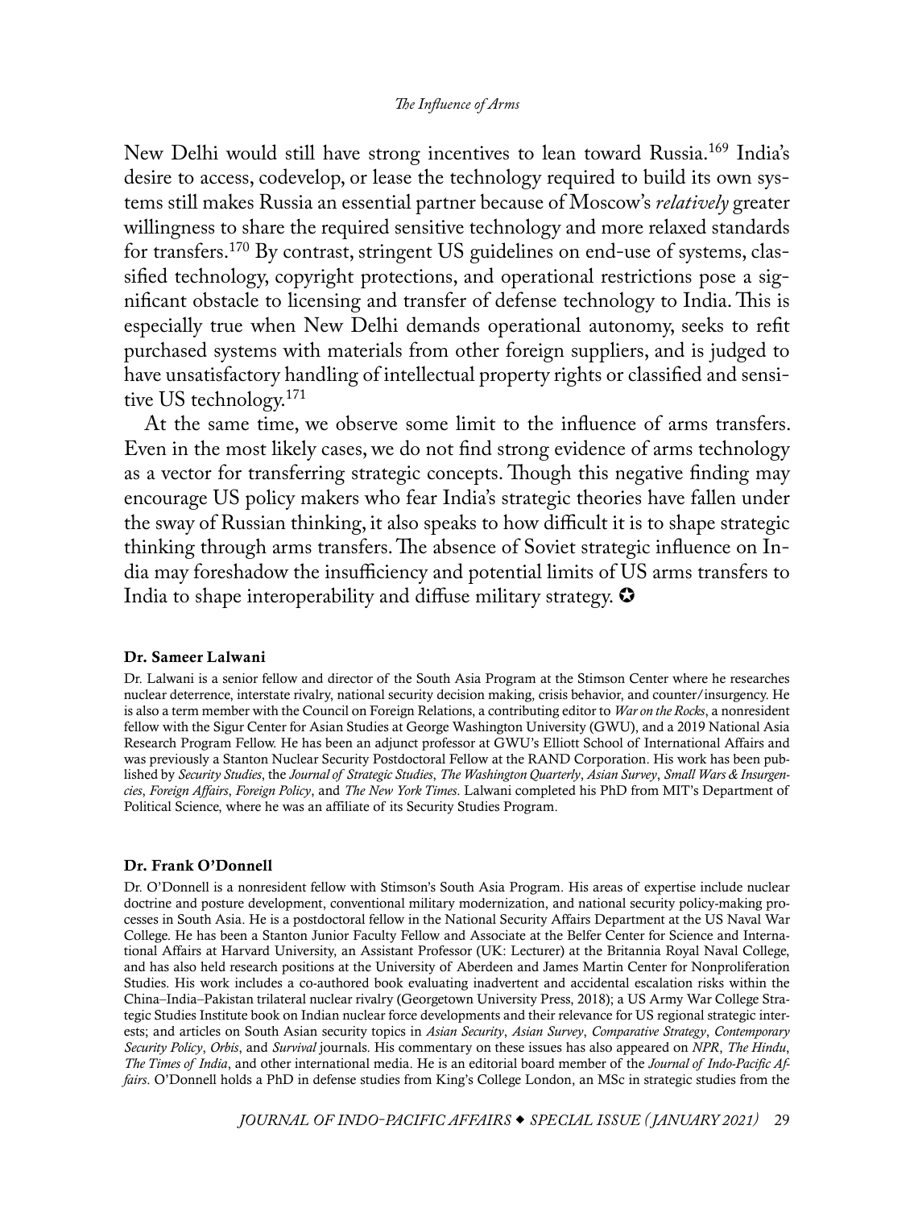New Delhi would still have strong incentives to lean toward Russia.[169] India's desire to access, codevelop, or lease the technology required to build its own systems still makes Russia an essential partner because of Moscow's *relatively* greater willingness to share the required sensitive technology and more relaxed standards for transfers.[170] By contrast, stringent US guidelines on end-use of systems, classified technology, copyright protections, and operational restrictions pose a significant obstacle to licensing and transfer of defense technology to India. This is especially true when New Delhi demands operational autonomy, seeks to refit purchased systems with materials from other foreign suppliers, and is judged to have unsatisfactory handling of intellectual property rights or classified and sensitive US technology.[171]

At the same time, we observe some limit to the influence of arms transfers. Even in the most likely cases, we do not find strong evidence of arms technology as a vector for transferring strategic concepts. Though this negative finding may encourage US policy makers who fear India's strategic theories have fallen under the sway of Russian thinking, it also speaks to how difficult it is to shape strategic thinking through arms transfers. The absence of Soviet strategic influence on India may foreshadow the insufficiency and potential limits of US arms transfers to India to shape interoperability and diffuse military strategy. ✪

**Dr. Sameer Lalwani**

Dr. Lalwani is a senior fellow and director of the South Asia Program at the Stimson Center where he researches nuclear deterrence, interstate rivalry, national security decision making, crisis behavior, and counter/insurgency. He is also a term member with the Council on Foreign Relations, a contributing editor to *War on the Rocks*, a nonresident fellow with the Sigur Center for Asian Studies at George Washington University (GWU), and a 2019 National Asia Research Program Fellow. He has been an adjunct professor at GWU's Elliott School of International Affairs and was previously a Stanton Nuclear Security Postdoctoral Fellow at the RAND Corporation. His work has been published by *Security Studies*, the *Journal of Strategic Studies*, *The Washington Quarterly*, *Asian Survey*, *Small Wars & Insurgencies*, *Foreign Affairs*, *Foreign Policy*, and *The New York Times*. Lalwani completed his PhD from MIT's Department of Political Science, where he was an affiliate of its Security Studies Program.

**Dr. Frank O'Donnell**

Dr. O'Donnell is a nonresident fellow with Stimson's South Asia Program. His areas of expertise include nuclear doctrine and posture development, conventional military modernization, and national security policy-making processes in South Asia. He is a postdoctoral fellow in the National Security Affairs Department at the US Naval War College. He has been a Stanton Junior Faculty Fellow and Associate at the Belfer Center for Science and International Affairs at Harvard University, an Assistant Professor (UK: Lecturer) at the Britannia Royal Naval College, and has also held research positions at the University of Aberdeen and James Martin Center for Nonproliferation Studies. His work includes a co-authored book evaluating inadvertent and accidental escalation risks within the China–India–Pakistan trilateral nuclear rivalry (Georgetown University Press, 2018); a US Army War College Strategic Studies Institute book on Indian nuclear force developments and their relevance for US regional strategic interests; and articles on South Asian security topics in *Asian Security*, *Asian Survey*, *Comparative Strategy*, *Contemporary Security Policy*, *Orbis*, and *Survival* journals. His commentary on these issues has also appeared on *NPR*, *The Hindu*, *The Times of India*, and other international media. He is an editorial board member of the *Journal of Indo-Pacific Affairs*. O'Donnell holds a PhD in defense studies from King's College London, an MSc in strategic studies from the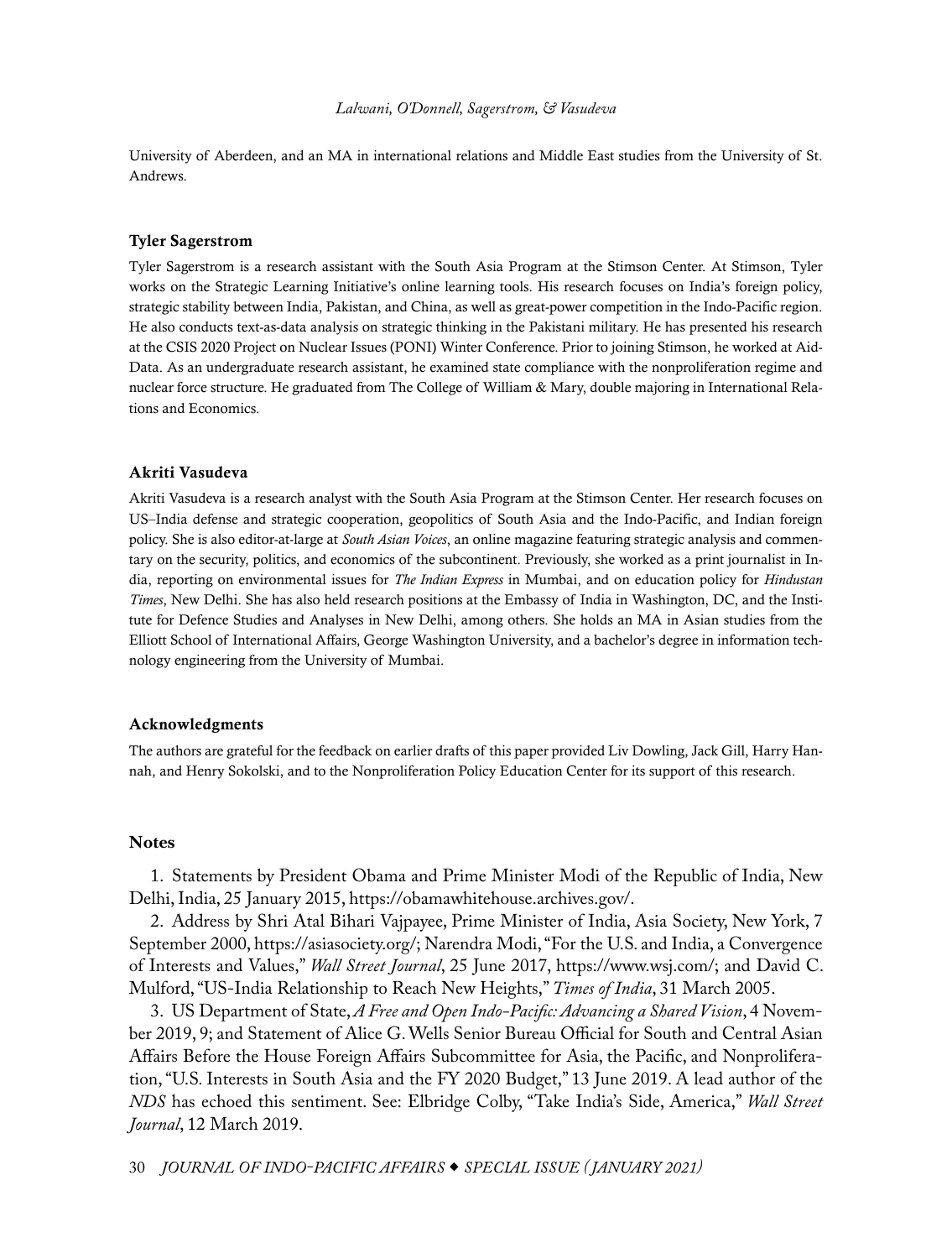University of Aberdeen, and an MA in international relations and Middle East studies from the University of St. Andrews.

### Tyler Sagerstrom

Tyler Sagerstrom is a research assistant with the South Asia Program at the Stimson Center. At Stimson, Tyler works on the Strategic Learning Initiative's online learning tools. His research focuses on India's foreign policy, strategic stability between India, Pakistan, and China, as well as great-power competition in the Indo-Pacific region. He also conducts text-as-data analysis on strategic thinking in the Pakistani military. He has presented his research at the CSIS 2020 Project on Nuclear Issues (PONI) Winter Conference. Prior to joining Stimson, he worked at AidData. As an undergraduate research assistant, he examined state compliance with the nonproliferation regime and nuclear force structure. He graduated from The College of William & Mary, double majoring in International Relations and Economics.

### Akriti Vasudeva

Akriti Vasudeva is a research analyst with the South Asia Program at the Stimson Center. Her research focuses on US–India defense and strategic cooperation, geopolitics of South Asia and the Indo-Pacific, and Indian foreign policy. She is also editor-at-large at *South Asian Voices*, an online magazine featuring strategic analysis and commentary on the security, politics, and economics of the subcontinent. Previously, she worked as a print journalist in India, reporting on environmental issues for *The Indian Express* in Mumbai, and on education policy for *Hindustan Times*, New Delhi. She has also held research positions at the Embassy of India in Washington, DC, and the Institute for Defence Studies and Analyses in New Delhi, among others. She holds an MA in Asian studies from the Elliott School of International Affairs, George Washington University, and a bachelor's degree in information technology engineering from the University of Mumbai.

### Acknowledgments

The authors are grateful for the feedback on earlier drafts of this paper provided Liv Dowling, Jack Gill, Harry Hannah, and Henry Sokolski, and to the Nonproliferation Policy Education Center for its support of this research.

### Notes

1. Statements by President Obama and Prime Minister Modi of the Republic of India, New Delhi, India, 25 January 2015, https://obamawhitehouse.archives.gov/.

2. Address by Shri Atal Bihari Vajpayee, Prime Minister of India, Asia Society, New York, 7 September 2000, https://asiasociety.org/; Narendra Modi, "For the U.S. and India, a Convergence of Interests and Values," *Wall Street Journal*, 25 June 2017, https://www.wsj.com/; and David C. Mulford, "US-India Relationship to Reach New Heights," *Times of India*, 31 March 2005.

3. US Department of State, *A Free and Open Indo-Pacific: Advancing a Shared Vision*, 4 November 2019, 9; and Statement of Alice G. Wells Senior Bureau Official for South and Central Asian Affairs Before the House Foreign Affairs Subcommittee for Asia, the Pacific, and Nonproliferation, "U.S. Interests in South Asia and the FY 2020 Budget," 13 June 2019. A lead author of the *NDS* has echoed this sentiment. See: Elbridge Colby, "Take India's Side, America," *Wall Street Journal*, 12 March 2019.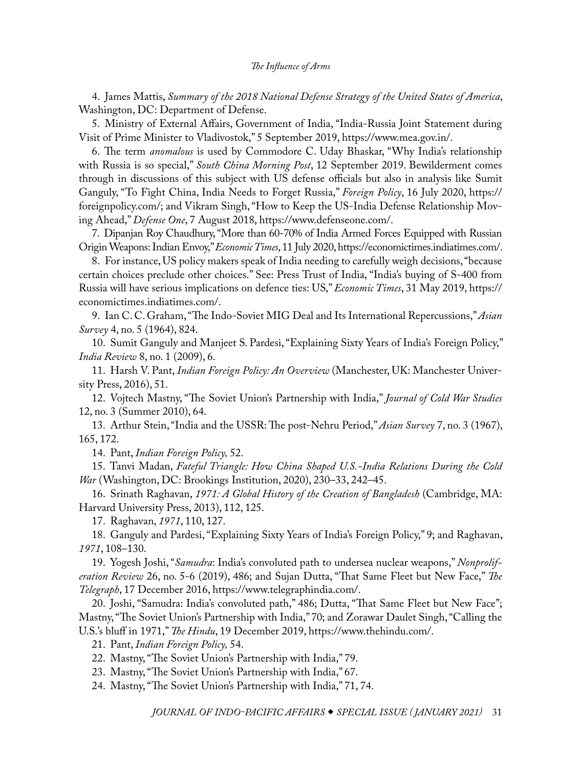4. James Mattis, *Summary of the 2018 National Defense Strategy of the United States of America*, Washington, DC: Department of Defense.

5. Ministry of External Affairs, Government of India, "India-Russia Joint Statement during Visit of Prime Minister to Vladivostok," 5 September 2019, https://www.mea.gov.in/.

6. The term *anomalous* is used by Commodore C. Uday Bhaskar, "Why India's relationship with Russia is so special," *South China Morning Post*, 12 September 2019. Bewilderment comes through in discussions of this subject with US defense officials but also in analysis like Sumit Ganguly, "To Fight China, India Needs to Forget Russia," *Foreign Policy*, 16 July 2020, https://foreignpolicy.com/; and Vikram Singh, "How to Keep the US-India Defense Relationship Moving Ahead," *Defense One*, 7 August 2018, https://www.defenseone.com/.

7. Dipanjan Roy Chaudhury, "More than 60-70% of India Armed Forces Equipped with Russian Origin Weapons: Indian Envoy," *Economic Times*, 11 July 2020, https://economictimes.indiatimes.com/.

8. For instance, US policy makers speak of India needing to carefully weigh decisions, "because certain choices preclude other choices." See: Press Trust of India, "India's buying of S-400 from Russia will have serious implications on defence ties: US," *Economic Times*, 31 May 2019, https://economictimes.indiatimes.com/.

9. Ian C. C. Graham, "The Indo-Soviet MIG Deal and Its International Repercussions," *Asian Survey* 4, no. 5 (1964), 824.

10. Sumit Ganguly and Manjeet S. Pardesi, "Explaining Sixty Years of India's Foreign Policy," *India Review* 8, no. 1 (2009), 6.

11. Harsh V. Pant, *Indian Foreign Policy: An Overview* (Manchester, UK: Manchester University Press, 2016), 51.

12. Vojtech Mastny, "The Soviet Union's Partnership with India," *Journal of Cold War Studies* 12, no. 3 (Summer 2010), 64.

13. Arthur Stein, "India and the USSR: The post-Nehru Period," *Asian Survey* 7, no. 3 (1967), 165, 172.

14. Pant, *Indian Foreign Policy,* 52.

15. Tanvi Madan, *Fateful Triangle: How China Shaped U.S.-India Relations During the Cold War* (Washington, DC: Brookings Institution, 2020), 230–33, 242–45.

16. Srinath Raghavan, *1971: A Global History of the Creation of Bangladesh* (Cambridge, MA: Harvard University Press, 2013), 112, 125.

17. Raghavan, *1971*, 110, 127.

18. Ganguly and Pardesi, "Explaining Sixty Years of India's Foreign Policy," 9; and Raghavan, *1971*, 108–130.

19. Yogesh Joshi, "*Samudra*: India's convoluted path to undersea nuclear weapons," *Nonproliferation Review* 26, no. 5-6 (2019), 486; and Sujan Dutta, "That Same Fleet but New Face," *The Telegraph*, 17 December 2016, https://www.telegraphindia.com/.

20. Joshi, "Samudra: India's convoluted path," 486; Dutta, "That Same Fleet but New Face"; Mastny, "The Soviet Union's Partnership with India," 70; and Zorawar Daulet Singh, "Calling the U.S.'s bluff in 1971," *The Hindu*, 19 December 2019, https://www.thehindu.com/.

21. Pant, *Indian Foreign Policy,* 54.

22. Mastny, "The Soviet Union's Partnership with India," 79.

23. Mastny, "The Soviet Union's Partnership with India," 67.

24. Mastny, "The Soviet Union's Partnership with India," 71, 74.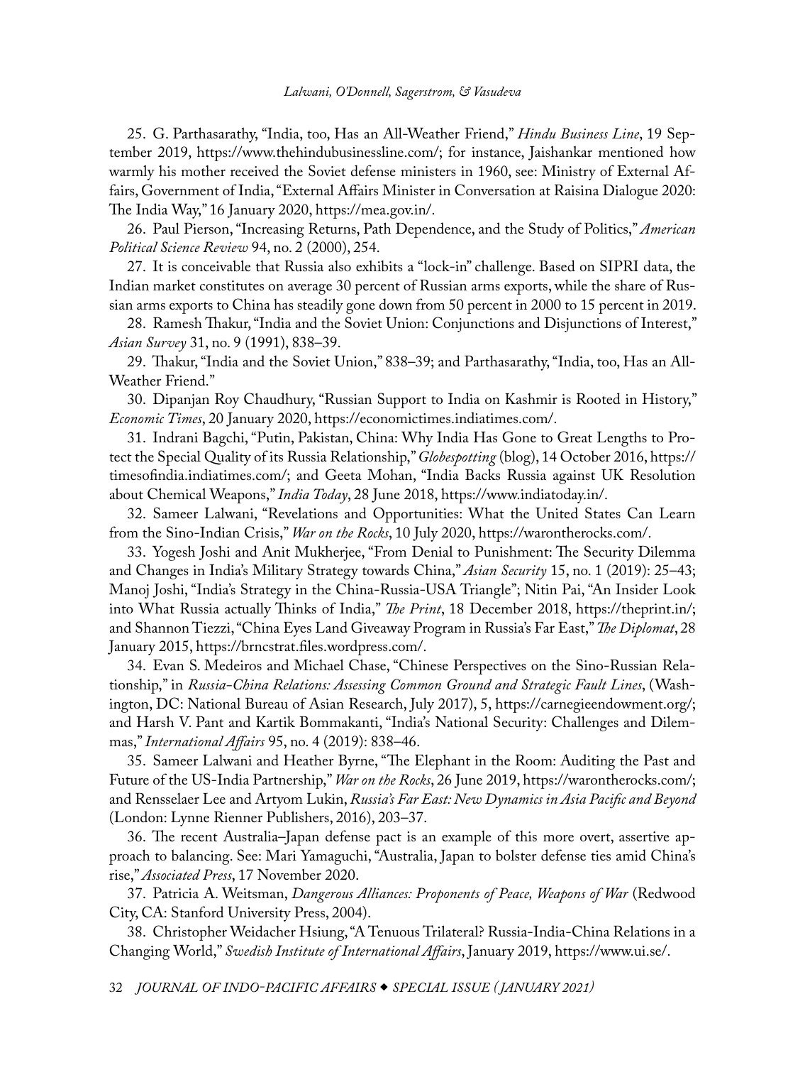25. G. Parthasarathy, "India, too, Has an All-Weather Friend," *Hindu Business Line*, 19 September 2019, https://www.thehindubusinessline.com/; for instance, Jaishankar mentioned how warmly his mother received the Soviet defense ministers in 1960, see: Ministry of External Affairs, Government of India, "External Affairs Minister in Conversation at Raisina Dialogue 2020: The India Way," 16 January 2020, https://mea.gov.in/.

26. Paul Pierson, "Increasing Returns, Path Dependence, and the Study of Politics," *American Political Science Review* 94, no. 2 (2000), 254.

27. It is conceivable that Russia also exhibits a "lock-in" challenge. Based on SIPRI data, the Indian market constitutes on average 30 percent of Russian arms exports, while the share of Russian arms exports to China has steadily gone down from 50 percent in 2000 to 15 percent in 2019.

28. Ramesh Thakur, "India and the Soviet Union: Conjunctions and Disjunctions of Interest," *Asian Survey* 31, no. 9 (1991), 838–39.

29. Thakur, "India and the Soviet Union," 838–39; and Parthasarathy, "India, too, Has an All-Weather Friend."

30. Dipanjan Roy Chaudhury, "Russian Support to India on Kashmir is Rooted in History," *Economic Times*, 20 January 2020, https://economictimes.indiatimes.com/.

31. Indrani Bagchi, "Putin, Pakistan, China: Why India Has Gone to Great Lengths to Protect the Special Quality of its Russia Relationship," *Globespotting* (blog), 14 October 2016, https://timesofindia.indiatimes.com/; and Geeta Mohan, "India Backs Russia against UK Resolution about Chemical Weapons," *India Today*, 28 June 2018, https://www.indiatoday.in/.

32. Sameer Lalwani, "Revelations and Opportunities: What the United States Can Learn from the Sino-Indian Crisis," *War on the Rocks*, 10 July 2020, https://warontherocks.com/.

33. Yogesh Joshi and Anit Mukherjee, "From Denial to Punishment: The Security Dilemma and Changes in India's Military Strategy towards China," *Asian Security* 15, no. 1 (2019): 25–43; Manoj Joshi, "India's Strategy in the China-Russia-USA Triangle"; Nitin Pai, "An Insider Look into What Russia actually Thinks of India," *The Print*, 18 December 2018, https://theprint.in/; and Shannon Tiezzi, "China Eyes Land Giveaway Program in Russia's Far East," *The Diplomat*, 28 January 2015, https://brncstrat.files.wordpress.com/.

34. Evan S. Medeiros and Michael Chase, "Chinese Perspectives on the Sino-Russian Relationship," in *Russia-China Relations: Assessing Common Ground and Strategic Fault Lines*, (Washington, DC: National Bureau of Asian Research, July 2017), 5, https://carnegieendowment.org/; and Harsh V. Pant and Kartik Bommakanti, "India's National Security: Challenges and Dilemmas," *International Affairs* 95, no. 4 (2019): 838–46.

35. Sameer Lalwani and Heather Byrne, "The Elephant in the Room: Auditing the Past and Future of the US-India Partnership," *War on the Rocks*, 26 June 2019, https://warontherocks.com/; and Rensselaer Lee and Artyom Lukin, *Russia's Far East: New Dynamics in Asia Pacific and Beyond* (London: Lynne Rienner Publishers, 2016), 203–37.

36. The recent Australia–Japan defense pact is an example of this more overt, assertive approach to balancing. See: Mari Yamaguchi, "Australia, Japan to bolster defense ties amid China's rise," *Associated Press*, 17 November 2020.

37. Patricia A. Weitsman, *Dangerous Alliances: Proponents of Peace, Weapons of War* (Redwood City, CA: Stanford University Press, 2004).

38. Christopher Weidacher Hsiung, "A Tenuous Trilateral? Russia-India-China Relations in a Changing World," *Swedish Institute of International Affairs*, January 2019, https://www.ui.se/.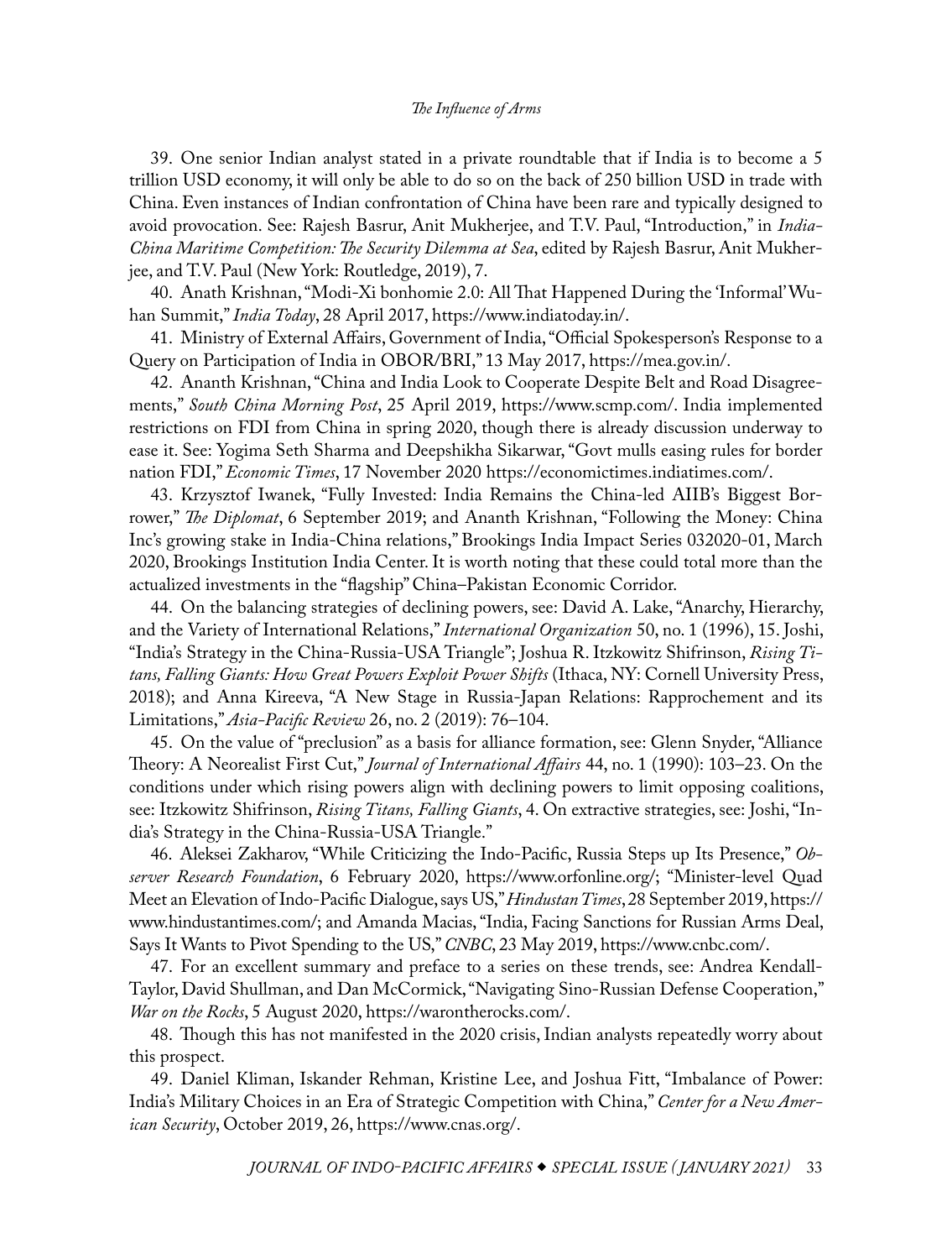39. One senior Indian analyst stated in a private roundtable that if India is to become a 5 trillion USD economy, it will only be able to do so on the back of 250 billion USD in trade with China. Even instances of Indian confrontation of China have been rare and typically designed to avoid provocation. See: Rajesh Basrur, Anit Mukherjee, and T.V. Paul, "Introduction," in *India-China Maritime Competition: The Security Dilemma at Sea*, edited by Rajesh Basrur, Anit Mukherjee, and T.V. Paul (New York: Routledge, 2019), 7.

40. Anath Krishnan, "Modi-Xi bonhomie 2.0: All That Happened During the 'Informal' Wuhan Summit," *India Today*, 28 April 2017, https://www.indiatoday.in/.

41. Ministry of External Affairs, Government of India, "Official Spokesperson's Response to a Query on Participation of India in OBOR/BRI," 13 May 2017, https://mea.gov.in/.

42. Ananth Krishnan, "China and India Look to Cooperate Despite Belt and Road Disagreements," *South China Morning Post*, 25 April 2019, https://www.scmp.com/. India implemented restrictions on FDI from China in spring 2020, though there is already discussion underway to ease it. See: Yogima Seth Sharma and Deepshikha Sikarwar, "Govt mulls easing rules for border nation FDI," *Economic Times*, 17 November 2020 https://economictimes.indiatimes.com/.

43. Krzysztof Iwanek, "Fully Invested: India Remains the China-led AIIB's Biggest Borrower," *The Diplomat*, 6 September 2019; and Ananth Krishnan, "Following the Money: China Inc's growing stake in India-China relations," Brookings India Impact Series 032020-01, March 2020, Brookings Institution India Center. It is worth noting that these could total more than the actualized investments in the "flagship" China–Pakistan Economic Corridor.

44. On the balancing strategies of declining powers, see: David A. Lake, "Anarchy, Hierarchy, and the Variety of International Relations," *International Organization* 50, no. 1 (1996), 15. Joshi, "India's Strategy in the China-Russia-USA Triangle"; Joshua R. Itzkowitz Shifrinson, *Rising Titans, Falling Giants: How Great Powers Exploit Power Shifts* (Ithaca, NY: Cornell University Press, 2018); and Anna Kireeva, "A New Stage in Russia-Japan Relations: Rapprochement and its Limitations," *Asia-Pacific Review* 26, no. 2 (2019): 76–104.

45. On the value of "preclusion" as a basis for alliance formation, see: Glenn Snyder, "Alliance Theory: A Neorealist First Cut," *Journal of International Affairs* 44, no. 1 (1990): 103–23. On the conditions under which rising powers align with declining powers to limit opposing coalitions, see: Itzkowitz Shifrinson, *Rising Titans, Falling Giants*, 4. On extractive strategies, see: Joshi, "India's Strategy in the China-Russia-USA Triangle."

46. Aleksei Zakharov, "While Criticizing the Indo-Pacific, Russia Steps up Its Presence," *Observer Research Foundation*, 6 February 2020, https://www.orfonline.org/; "Minister-level Quad Meet an Elevation of Indo-Pacific Dialogue, says US," *Hindustan Times*, 28 September 2019, https://www.hindustantimes.com/; and Amanda Macias, "India, Facing Sanctions for Russian Arms Deal, Says It Wants to Pivot Spending to the US," *CNBC*, 23 May 2019, https://www.cnbc.com/.

47. For an excellent summary and preface to a series on these trends, see: Andrea Kendall-Taylor, David Shullman, and Dan McCormick, "Navigating Sino-Russian Defense Cooperation," *War on the Rocks*, 5 August 2020, https://warontherocks.com/.

48. Though this has not manifested in the 2020 crisis, Indian analysts repeatedly worry about this prospect.

49. Daniel Kliman, Iskander Rehman, Kristine Lee, and Joshua Fitt, "Imbalance of Power: India's Military Choices in an Era of Strategic Competition with China," *Center for a New American Security*, October 2019, 26, https://www.cnas.org/.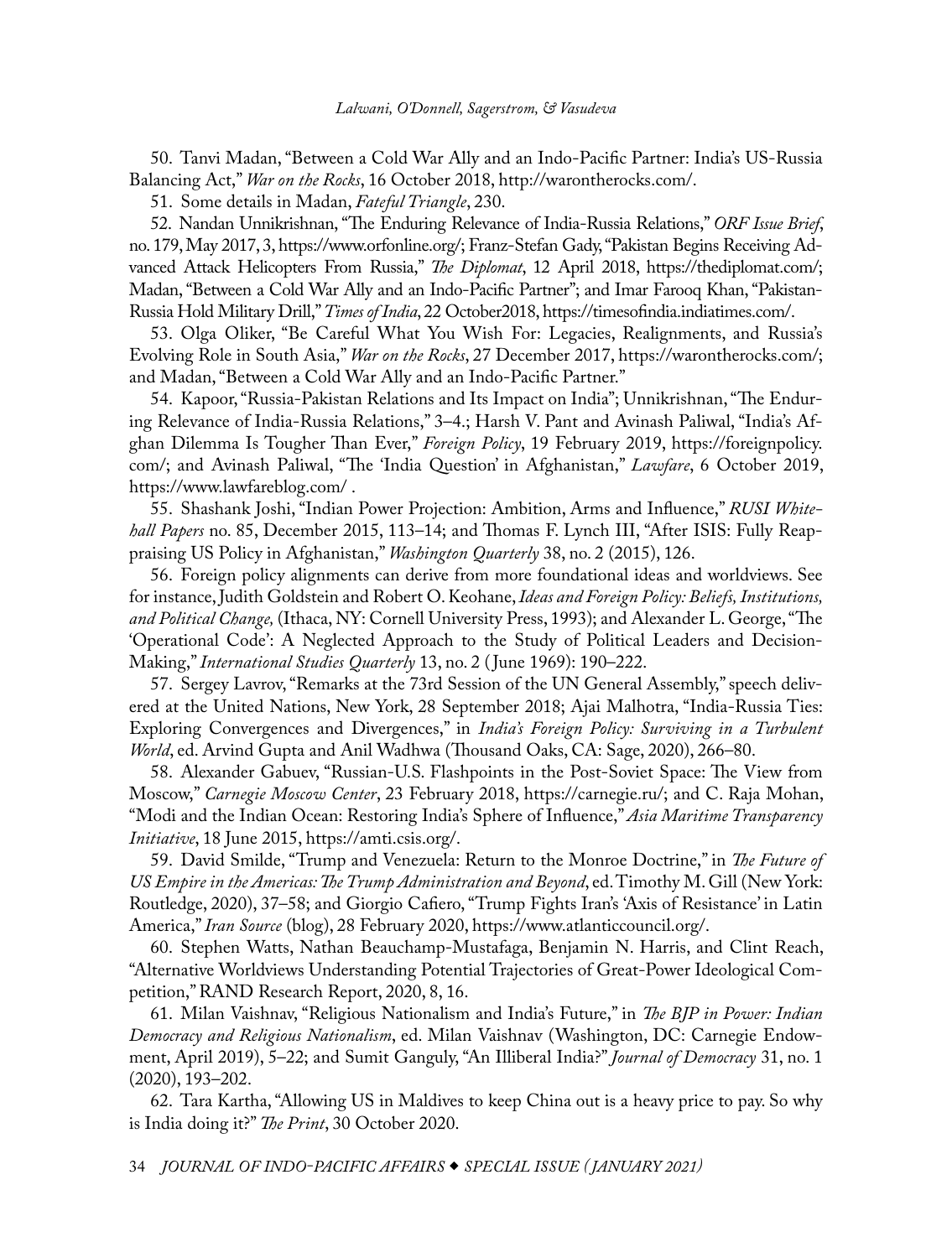50. Tanvi Madan, "Between a Cold War Ally and an Indo-Pacific Partner: India's US-Russia Balancing Act," *War on the Rocks*, 16 October 2018, http://warontherocks.com/.

51. Some details in Madan, *Fateful Triangle*, 230.

52. Nandan Unnikrishnan, "The Enduring Relevance of India-Russia Relations," *ORF Issue Brief*, no. 179, May 2017, 3, https://www.orfonline.org/; Franz-Stefan Gady, "Pakistan Begins Receiving Advanced Attack Helicopters From Russia," *The Diplomat*, 12 April 2018, https://thediplomat.com/; Madan, "Between a Cold War Ally and an Indo-Pacific Partner"; and Imar Farooq Khan, "Pakistan-Russia Hold Military Drill," *Times of India*, 22 October2018, https://timesofindia.indiatimes.com/.

53. Olga Oliker, "Be Careful What You Wish For: Legacies, Realignments, and Russia's Evolving Role in South Asia," *War on the Rocks*, 27 December 2017, https://warontherocks.com/; and Madan, "Between a Cold War Ally and an Indo-Pacific Partner."

54. Kapoor, "Russia-Pakistan Relations and Its Impact on India"; Unnikrishnan, "The Enduring Relevance of India-Russia Relations," 3–4.; Harsh V. Pant and Avinash Paliwal, "India's Afghan Dilemma Is Tougher Than Ever," *Foreign Policy*, 19 February 2019, https://foreignpolicy.com/; and Avinash Paliwal, "The 'India Question' in Afghanistan," *Lawfare*, 6 October 2019, https://www.lawfareblog.com/ .

55. Shashank Joshi, "Indian Power Projection: Ambition, Arms and Influence," *RUSI Whitehall Papers* no. 85, December 2015, 113–14; and Thomas F. Lynch III, "After ISIS: Fully Reappraising US Policy in Afghanistan," *Washington Quarterly* 38, no. 2 (2015), 126.

56. Foreign policy alignments can derive from more foundational ideas and worldviews. See for instance, Judith Goldstein and Robert O. Keohane, *Ideas and Foreign Policy: Beliefs, Institutions, and Political Change,* (Ithaca, NY: Cornell University Press, 1993); and Alexander L. George, "The 'Operational Code': A Neglected Approach to the Study of Political Leaders and Decision-Making," *International Studies Quarterly* 13, no. 2 ( June 1969): 190–222.

57. Sergey Lavrov, "Remarks at the 73rd Session of the UN General Assembly," speech delivered at the United Nations, New York, 28 September 2018; Ajai Malhotra, "India-Russia Ties: Exploring Convergences and Divergences," in *India's Foreign Policy: Surviving in a Turbulent World*, ed. Arvind Gupta and Anil Wadhwa (Thousand Oaks, CA: Sage, 2020), 266–80.

58. Alexander Gabuev, "Russian-U.S. Flashpoints in the Post-Soviet Space: The View from Moscow," *Carnegie Moscow Center*, 23 February 2018, https://carnegie.ru/; and C. Raja Mohan, "Modi and the Indian Ocean: Restoring India's Sphere of Influence," *Asia Maritime Transparency Initiative*, 18 June 2015, https://amti.csis.org/.

59. David Smilde, "Trump and Venezuela: Return to the Monroe Doctrine," in *The Future of US Empire in the Americas: The Trump Administration and Beyond*, ed. Timothy M. Gill (New York: Routledge, 2020), 37–58; and Giorgio Cafiero, "Trump Fights Iran's 'Axis of Resistance' in Latin America," *Iran Source* (blog), 28 February 2020, https://www.atlanticcouncil.org/.

60. Stephen Watts, Nathan Beauchamp-Mustafaga, Benjamin N. Harris, and Clint Reach, "Alternative Worldviews Understanding Potential Trajectories of Great-Power Ideological Competition," RAND Research Report, 2020, 8, 16.

61. Milan Vaishnav, "Religious Nationalism and India's Future," in *The BJP in Power: Indian Democracy and Religious Nationalism*, ed. Milan Vaishnav (Washington, DC: Carnegie Endowment, April 2019), 5–22; and Sumit Ganguly, "An Illiberal India?" *Journal of Democracy* 31, no. 1 (2020), 193–202.

62. Tara Kartha, "Allowing US in Maldives to keep China out is a heavy price to pay. So why is India doing it?" *The Print*, 30 October 2020.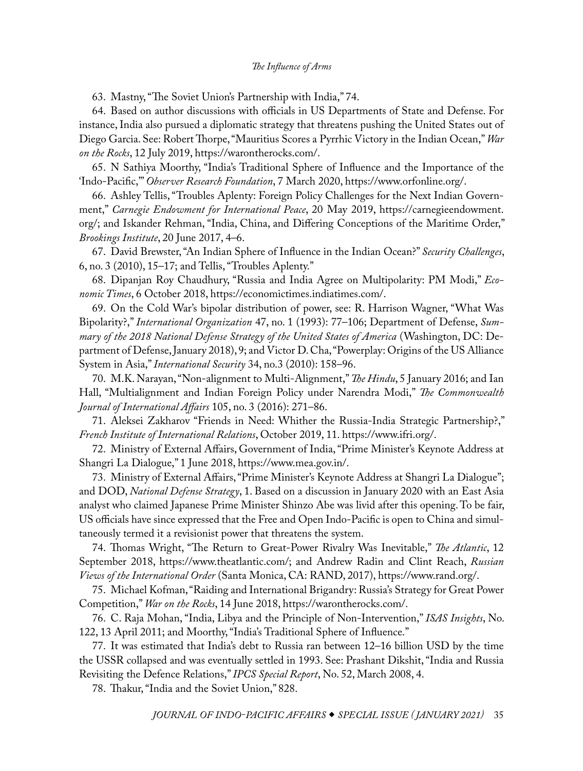63. Mastny, "The Soviet Union's Partnership with India," 74.

64. Based on author discussions with officials in US Departments of State and Defense. For instance, India also pursued a diplomatic strategy that threatens pushing the United States out of Diego Garcia. See: Robert Thorpe, "Mauritius Scores a Pyrrhic Victory in the Indian Ocean," *War on the Rocks*, 12 July 2019, https://warontherocks.com/.

65. N Sathiya Moorthy, "India's Traditional Sphere of Influence and the Importance of the 'Indo-Pacific,'" *Observer Research Foundation*, 7 March 2020, https://www.orfonline.org/.

66. Ashley Tellis, "Troubles Aplenty: Foreign Policy Challenges for the Next Indian Government," *Carnegie Endowment for International Peace*, 20 May 2019, https://carnegieendowment.org/; and Iskander Rehman, "India, China, and Differing Conceptions of the Maritime Order," *Brookings Institute*, 20 June 2017, 4–6.

67. David Brewster, "An Indian Sphere of Influence in the Indian Ocean?" *Security Challenges*, 6, no. 3 (2010), 15–17; and Tellis, "Troubles Aplenty."

68. Dipanjan Roy Chaudhury, "Russia and India Agree on Multipolarity: PM Modi," *Economic Times*, 6 October 2018, https://economictimes.indiatimes.com/.

69. On the Cold War's bipolar distribution of power, see: R. Harrison Wagner, "What Was Bipolarity?," *International Organization* 47, no. 1 (1993): 77–106; Department of Defense, *Summary of the 2018 National Defense Strategy of the United States of America* (Washington, DC: Department of Defense, January 2018), 9; and Victor D. Cha, "Powerplay: Origins of the US Alliance System in Asia," *International Security* 34, no.3 (2010): 158–96.

70. M.K. Narayan, "Non-alignment to Multi-Alignment," *The Hindu*, 5 January 2016; and Ian Hall, "Multialignment and Indian Foreign Policy under Narendra Modi," *The Commonwealth Journal of International Affairs* 105, no. 3 (2016): 271–86.

71. Aleksei Zakharov "Friends in Need: Whither the Russia-India Strategic Partnership?," *French Institute of International Relations*, October 2019, 11. https://www.ifri.org/.

72. Ministry of External Affairs, Government of India, "Prime Minister's Keynote Address at Shangri La Dialogue," 1 June 2018, https://www.mea.gov.in/.

73. Ministry of External Affairs, "Prime Minister's Keynote Address at Shangri La Dialogue"; and DOD, *National Defense Strategy*, 1. Based on a discussion in January 2020 with an East Asia analyst who claimed Japanese Prime Minister Shinzo Abe was livid after this opening. To be fair, US officials have since expressed that the Free and Open Indo-Pacific is open to China and simultaneously termed it a revisionist power that threatens the system.

74. Thomas Wright, "The Return to Great-Power Rivalry Was Inevitable," *The Atlantic*, 12 September 2018, https://www.theatlantic.com/; and Andrew Radin and Clint Reach, *Russian Views of the International Order* (Santa Monica, CA: RAND, 2017), https://www.rand.org/.

75. Michael Kofman, "Raiding and International Brigandry: Russia's Strategy for Great Power Competition," *War on the Rocks*, 14 June 2018, https://warontherocks.com/.

76. C. Raja Mohan, "India, Libya and the Principle of Non-Intervention," *ISAS Insights*, No. 122, 13 April 2011; and Moorthy, "India's Traditional Sphere of Influence."

77. It was estimated that India's debt to Russia ran between 12–16 billion USD by the time the USSR collapsed and was eventually settled in 1993. See: Prashant Dikshit, "India and Russia Revisiting the Defence Relations," *IPCS Special Report*, No. 52, March 2008, 4.

78. Thakur, "India and the Soviet Union," 828.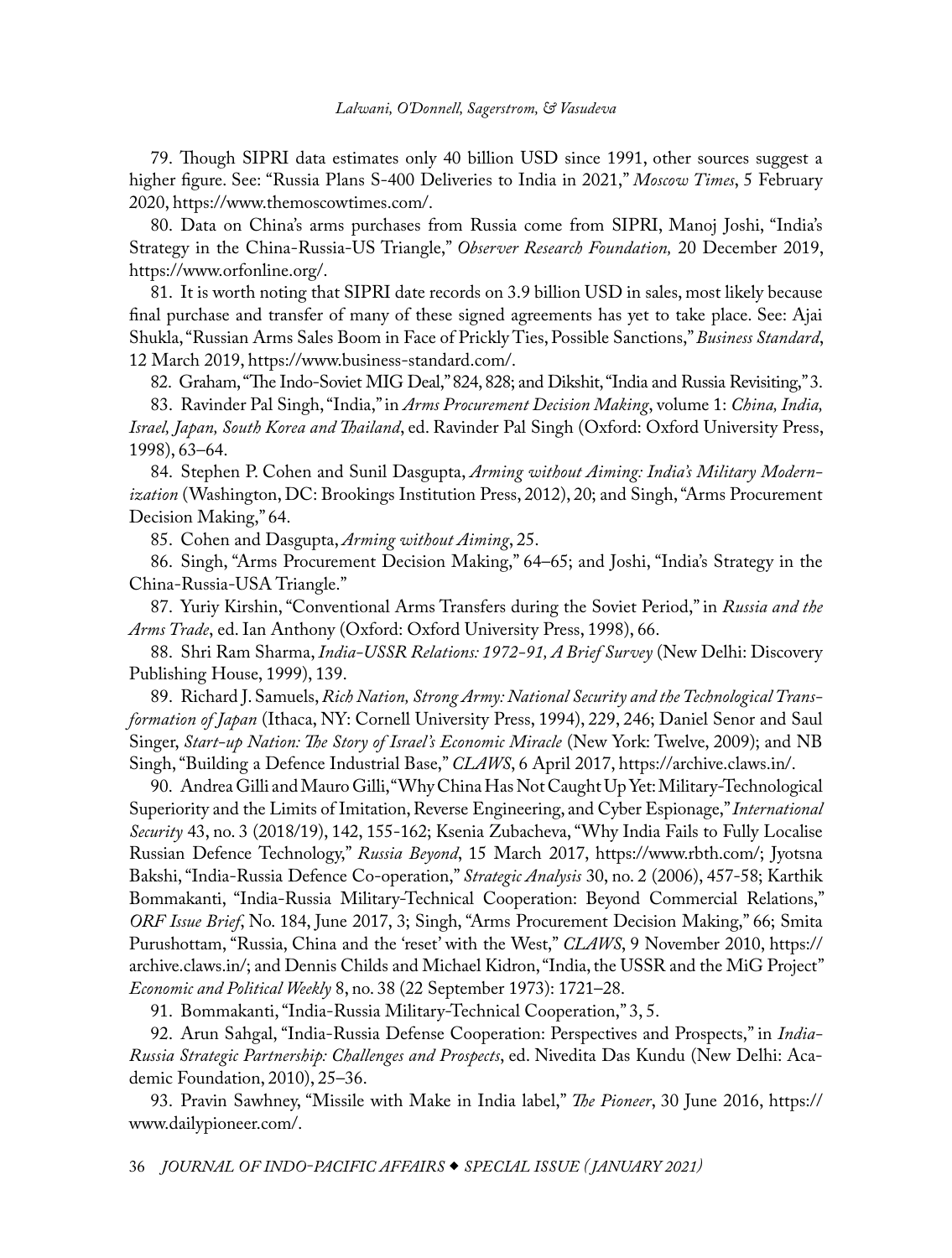79. Though SIPRI data estimates only 40 billion USD since 1991, other sources suggest a higher figure. See: "Russia Plans S-400 Deliveries to India in 2021," *Moscow Times*, 5 February 2020, https://www.themoscowtimes.com/.

80. Data on China's arms purchases from Russia come from SIPRI, Manoj Joshi, "India's Strategy in the China-Russia-US Triangle," *Observer Research Foundation,* 20 December 2019, https://www.orfonline.org/.

81. It is worth noting that SIPRI date records on 3.9 billion USD in sales, most likely because final purchase and transfer of many of these signed agreements has yet to take place. See: Ajai Shukla, "Russian Arms Sales Boom in Face of Prickly Ties, Possible Sanctions," *Business Standard*, 12 March 2019, https://www.business-standard.com/.

82. Graham, "The Indo-Soviet MIG Deal," 824, 828; and Dikshit, "India and Russia Revisiting," 3.

83. Ravinder Pal Singh, "India," in *Arms Procurement Decision Making*, volume 1: *China, India, Israel, Japan, South Korea and Thailand*, ed. Ravinder Pal Singh (Oxford: Oxford University Press, 1998), 63–64.

84. Stephen P. Cohen and Sunil Dasgupta, *Arming without Aiming: India's Military Modernization* (Washington, DC: Brookings Institution Press, 2012), 20; and Singh, "Arms Procurement Decision Making," 64.

85. Cohen and Dasgupta, *Arming without Aiming*, 25.

86. Singh, "Arms Procurement Decision Making," 64–65; and Joshi, "India's Strategy in the China-Russia-USA Triangle."

87. Yuriy Kirshin, "Conventional Arms Transfers during the Soviet Period," in *Russia and the Arms Trade*, ed. Ian Anthony (Oxford: Oxford University Press, 1998), 66.

88. Shri Ram Sharma, *India-USSR Relations: 1972-91, A Brief Survey* (New Delhi: Discovery Publishing House, 1999), 139.

89. Richard J. Samuels, *Rich Nation, Strong Army: National Security and the Technological Transformation of Japan* (Ithaca, NY: Cornell University Press, 1994), 229, 246; Daniel Senor and Saul Singer, *Start-up Nation: The Story of Israel's Economic Miracle* (New York: Twelve, 2009); and NB Singh, "Building a Defence Industrial Base," *CLAWS*, 6 April 2017, https://archive.claws.in/.

90. Andrea Gilli and Mauro Gilli, "Why China Has Not Caught Up Yet: Military-Technological Superiority and the Limits of Imitation, Reverse Engineering, and Cyber Espionage," *International Security* 43, no. 3 (2018/19), 142, 155-162; Ksenia Zubacheva, "Why India Fails to Fully Localise Russian Defence Technology," *Russia Beyond*, 15 March 2017, https://www.rbth.com/; Jyotsna Bakshi, "India-Russia Defence Co-operation," *Strategic Analysis* 30, no. 2 (2006), 457-58; Karthik Bommakanti, "India-Russia Military-Technical Cooperation: Beyond Commercial Relations," *ORF Issue Brief*, No. 184, June 2017, 3; Singh, "Arms Procurement Decision Making," 66; Smita Purushottam, "Russia, China and the 'reset' with the West," *CLAWS*, 9 November 2010, https://archive.claws.in/; and Dennis Childs and Michael Kidron, "India, the USSR and the MiG Project" *Economic and Political Weekly* 8, no. 38 (22 September 1973): 1721–28.

91. Bommakanti, "India-Russia Military-Technical Cooperation," 3, 5.

92. Arun Sahgal, "India-Russia Defense Cooperation: Perspectives and Prospects," in *India-Russia Strategic Partnership: Challenges and Prospects*, ed. Nivedita Das Kundu (New Delhi: Academic Foundation, 2010), 25–36.

93. Pravin Sawhney, "Missile with Make in India label," *The Pioneer*, 30 June 2016, https://www.dailypioneer.com/.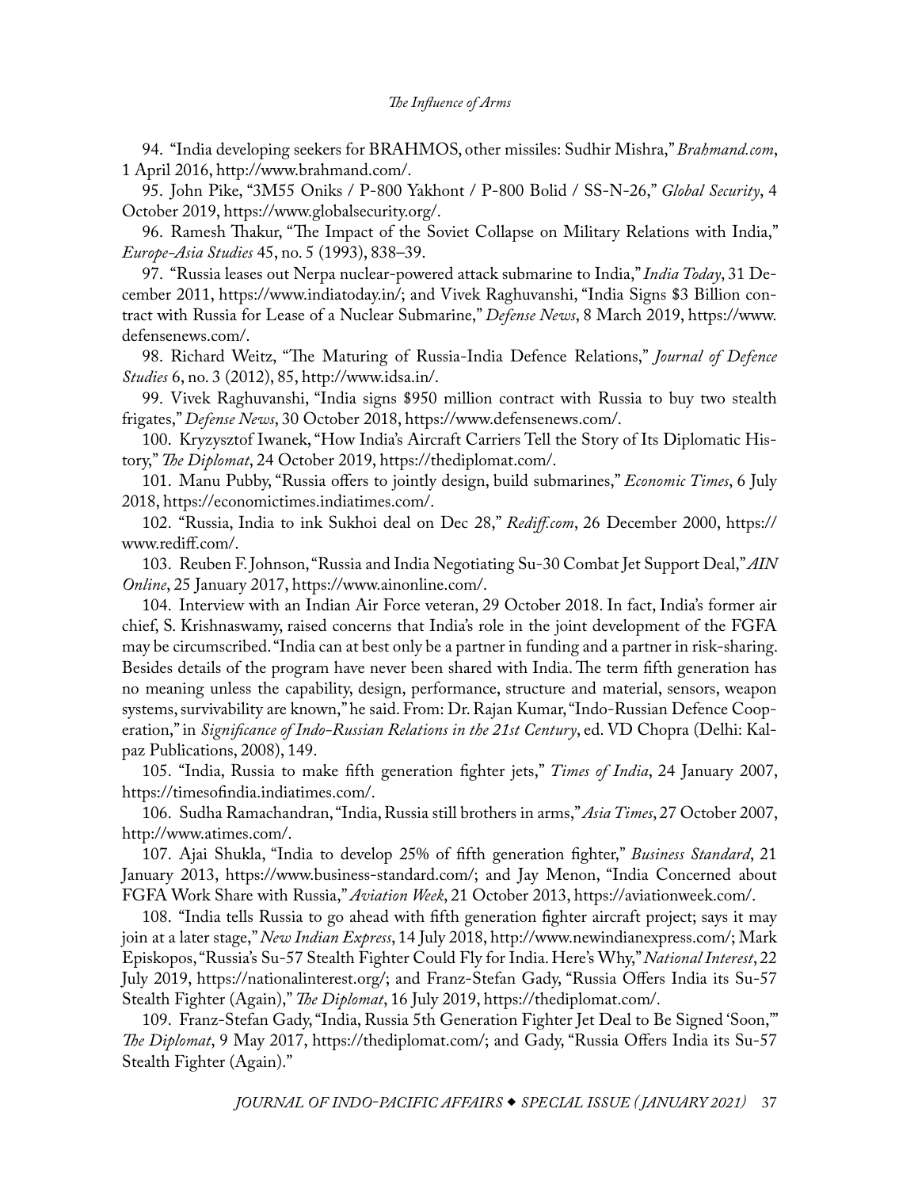94. "India developing seekers for BRAHMOS, other missiles: Sudhir Mishra," *Brahmand.com*, 1 April 2016, http://www.brahmand.com/.

95. John Pike, "3M55 Oniks / P-800 Yakhont / P-800 Bolid / SS-N-26," *Global Security*, 4 October 2019, https://www.globalsecurity.org/.

96. Ramesh Thakur, "The Impact of the Soviet Collapse on Military Relations with India," *Europe-Asia Studies* 45, no. 5 (1993), 838–39.

97. "Russia leases out Nerpa nuclear-powered attack submarine to India," *India Today*, 31 December 2011, https://www.indiatoday.in/; and Vivek Raghuvanshi, "India Signs $3 Billion contract with Russia for Lease of a Nuclear Submarine," *Defense News*, 8 March 2019, https://www.defensenews.com/.

98. Richard Weitz, "The Maturing of Russia-India Defence Relations," *Journal of Defence Studies* 6, no. 3 (2012), 85, http://www.idsa.in/.

99. Vivek Raghuvanshi, "India signs $950 million contract with Russia to buy two stealth frigates," *Defense News*, 30 October 2018, https://www.defensenews.com/.

100. Kryzysztof Iwanek, "How India's Aircraft Carriers Tell the Story of Its Diplomatic History," *The Diplomat*, 24 October 2019, https://thediplomat.com/.

101. Manu Pubby, "Russia offers to jointly design, build submarines," *Economic Times*, 6 July 2018, https://economictimes.indiatimes.com/.

102. "Russia, India to ink Sukhoi deal on Dec 28," *Rediff.com*, 26 December 2000, https://www.rediff.com/.

103. Reuben F. Johnson, "Russia and India Negotiating Su-30 Combat Jet Support Deal," *AIN Online*, 25 January 2017, https://www.ainonline.com/.

104. Interview with an Indian Air Force veteran, 29 October 2018. In fact, India's former air chief, S. Krishnaswamy, raised concerns that India's role in the joint development of the FGFA may be circumscribed. "India can at best only be a partner in funding and a partner in risk-sharing. Besides details of the program have never been shared with India. The term fifth generation has no meaning unless the capability, design, performance, structure and material, sensors, weapon systems, survivability are known," he said. From: Dr. Rajan Kumar, "Indo-Russian Defence Cooperation," in *Significance of Indo-Russian Relations in the 21st Century*, ed. VD Chopra (Delhi: Kalpaz Publications, 2008), 149.

105. "India, Russia to make fifth generation fighter jets," *Times of India*, 24 January 2007, https://timesofindia.indiatimes.com/.

106. Sudha Ramachandran, "India, Russia still brothers in arms," *Asia Times*, 27 October 2007, http://www.atimes.com/.

107. Ajai Shukla, "India to develop 25% of fifth generation fighter," *Business Standard*, 21 January 2013, https://www.business-standard.com/; and Jay Menon, "India Concerned about FGFA Work Share with Russia," *Aviation Week*, 21 October 2013, https://aviationweek.com/.

108. "India tells Russia to go ahead with fifth generation fighter aircraft project; says it may join at a later stage," *New Indian Express*, 14 July 2018, http://www.newindianexpress.com/; Mark Episkopos, "Russia's Su-57 Stealth Fighter Could Fly for India. Here's Why," *National Interest*, 22 July 2019, https://nationalinterest.org/; and Franz-Stefan Gady, "Russia Offers India its Su-57 Stealth Fighter (Again)," *The Diplomat*, 16 July 2019, https://thediplomat.com/.

109. Franz-Stefan Gady, "India, Russia 5th Generation Fighter Jet Deal to Be Signed 'Soon,'" *The Diplomat*, 9 May 2017, https://thediplomat.com/; and Gady, "Russia Offers India its Su-57 Stealth Fighter (Again)."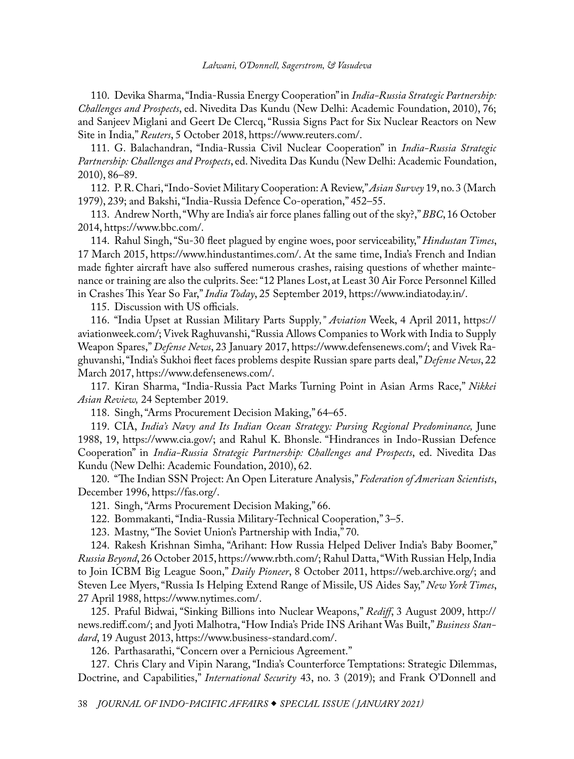110. Devika Sharma, "India-Russia Energy Cooperation" in *India-Russia Strategic Partnership: Challenges and Prospects*, ed. Nivedita Das Kundu (New Delhi: Academic Foundation, 2010), 76; and Sanjeev Miglani and Geert De Clercq, "Russia Signs Pact for Six Nuclear Reactors on New Site in India," *Reuters*, 5 October 2018, https://www.reuters.com/.

111. G. Balachandran, "India-Russia Civil Nuclear Cooperation" in *India-Russia Strategic Partnership: Challenges and Prospects*, ed. Nivedita Das Kundu (New Delhi: Academic Foundation, 2010), 86–89.

112. P. R. Chari, "Indo-Soviet Military Cooperation: A Review," *Asian Survey* 19, no. 3 (March 1979), 239; and Bakshi, "India-Russia Defence Co-operation," 452–55.

113. Andrew North, "Why are India's air force planes falling out of the sky?," *BBC*, 16 October 2014, https://www.bbc.com/.

114. Rahul Singh, "Su-30 fleet plagued by engine woes, poor serviceability," *Hindustan Times*, 17 March 2015, https://www.hindustantimes.com/. At the same time, India's French and Indian made fighter aircraft have also suffered numerous crashes, raising questions of whether maintenance or training are also the culprits. See: "12 Planes Lost, at Least 30 Air Force Personnel Killed in Crashes This Year So Far," *India Today*, 25 September 2019, https://www.indiatoday.in/.

115. Discussion with US officials.

116. "India Upset at Russian Military Parts Supply*," Aviation* Week, 4 April 2011, https://aviationweek.com/; Vivek Raghuvanshi, "Russia Allows Companies to Work with India to Supply Weapon Spares," *Defense News*, 23 January 2017, https://www.defensenews.com/; and Vivek Raghuvanshi, "India's Sukhoi fleet faces problems despite Russian spare parts deal," *Defense News*, 22 March 2017, https://www.defensenews.com/.

117. Kiran Sharma, "India-Russia Pact Marks Turning Point in Asian Arms Race," *Nikkei Asian Review,* 24 September 2019.

118. Singh, "Arms Procurement Decision Making," 64–65.

119. CIA, *India's Navy and Its Indian Ocean Strategy: Pursing Regional Predominance,* June 1988, 19, https://www.cia.gov/; and Rahul K. Bhonsle. "Hindrances in Indo-Russian Defence Cooperation" in *India-Russia Strategic Partnership: Challenges and Prospects*, ed. Nivedita Das Kundu (New Delhi: Academic Foundation, 2010), 62.

120. "The Indian SSN Project: An Open Literature Analysis," *Federation of American Scientists*, December 1996, https://fas.org/.

121. Singh, "Arms Procurement Decision Making," 66.

122. Bommakanti, "India-Russia Military-Technical Cooperation," 3–5.

123. Mastny, "The Soviet Union's Partnership with India," 70.

124. Rakesh Krishnan Simha, "Arihant: How Russia Helped Deliver India's Baby Boomer," *Russia Beyond*, 26 October 2015, https://www.rbth.com/; Rahul Datta, "With Russian Help, India to Join ICBM Big League Soon," *Daily Pioneer*, 8 October 2011, https://web.archive.org/; and Steven Lee Myers, "Russia Is Helping Extend Range of Missile, US Aides Say," *New York Times*, 27 April 1988, https://www.nytimes.com/.

125. Praful Bidwai, "Sinking Billions into Nuclear Weapons," *Rediff*, 3 August 2009, http://news.rediff.com/; and Jyoti Malhotra, "How India's Pride INS Arihant Was Built," *Business Standard*, 19 August 2013, https://www.business-standard.com/.

126. Parthasarathi, "Concern over a Pernicious Agreement."

127. Chris Clary and Vipin Narang, "India's Counterforce Temptations: Strategic Dilemmas, Doctrine, and Capabilities," *International Security* 43, no. 3 (2019); and Frank O'Donnell and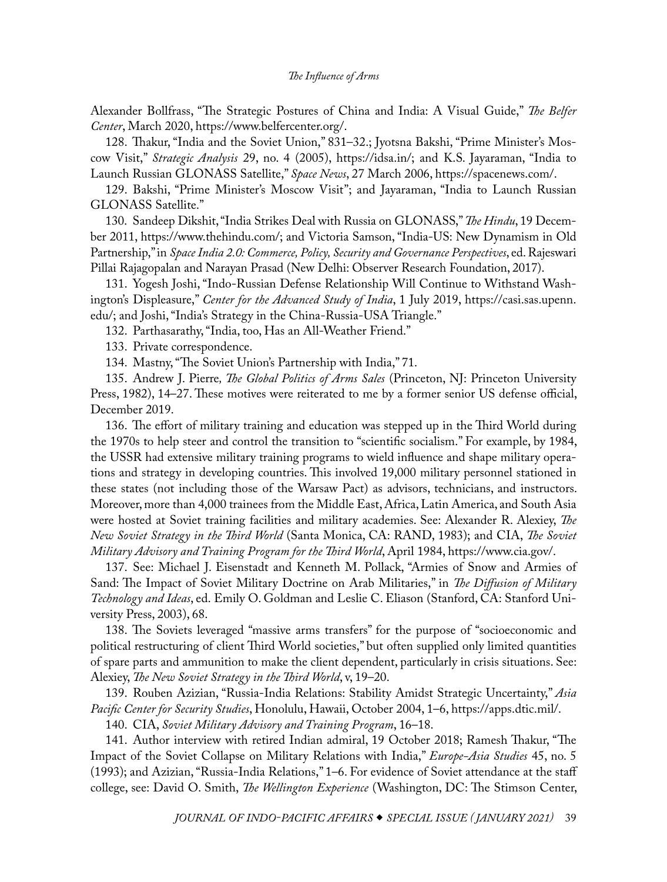Alexander Bollfrass, "The Strategic Postures of China and India: A Visual Guide," *The Belfer Center*, March 2020, https://www.belfercenter.org/.

128. Thakur, "India and the Soviet Union," 831–32.; Jyotsna Bakshi, "Prime Minister's Moscow Visit," *Strategic Analysis* 29, no. 4 (2005), https://idsa.in/; and K.S. Jayaraman, "India to Launch Russian GLONASS Satellite," *Space News*, 27 March 2006, https://spacenews.com/.

129. Bakshi, "Prime Minister's Moscow Visit"; and Jayaraman, "India to Launch Russian GLONASS Satellite."

130. Sandeep Dikshit, "India Strikes Deal with Russia on GLONASS," *The Hindu*, 19 December 2011, https://www.thehindu.com/; and Victoria Samson, "India-US: New Dynamism in Old Partnership," in *Space India 2.0: Commerce, Policy, Security and Governance Perspectives*, ed. Rajeswari Pillai Rajagopalan and Narayan Prasad (New Delhi: Observer Research Foundation, 2017).

131. Yogesh Joshi, "Indo-Russian Defense Relationship Will Continue to Withstand Washington's Displeasure," *Center for the Advanced Study of India*, 1 July 2019, https://casi.sas.upenn.edu/; and Joshi, "India's Strategy in the China-Russia-USA Triangle."

132. Parthasarathy, "India, too, Has an All-Weather Friend."

133. Private correspondence.

134. Mastny, "The Soviet Union's Partnership with India," 71.

135. Andrew J. Pierre, *The Global Politics of Arms Sales* (Princeton, NJ: Princeton University Press, 1982), 14–27. These motives were reiterated to me by a former senior US defense official, December 2019.

136. The effort of military training and education was stepped up in the Third World during the 1970s to help steer and control the transition to "scientific socialism." For example, by 1984, the USSR had extensive military training programs to wield influence and shape military operations and strategy in developing countries. This involved 19,000 military personnel stationed in these states (not including those of the Warsaw Pact) as advisors, technicians, and instructors. Moreover, more than 4,000 trainees from the Middle East, Africa, Latin America, and South Asia were hosted at Soviet training facilities and military academies. See: Alexander R. Alexiey, *The New Soviet Strategy in the Third World* (Santa Monica, CA: RAND, 1983); and CIA, *The Soviet Military Advisory and Training Program for the Third World*, April 1984, https://www.cia.gov/.

137. See: Michael J. Eisenstadt and Kenneth M. Pollack, "Armies of Snow and Armies of Sand: The Impact of Soviet Military Doctrine on Arab Militaries," in *The Diffusion of Military Technology and Ideas*, ed. Emily O. Goldman and Leslie C. Eliason (Stanford, CA: Stanford University Press, 2003), 68.

138. The Soviets leveraged "massive arms transfers" for the purpose of "socioeconomic and political restructuring of client Third World societies," but often supplied only limited quantities of spare parts and ammunition to make the client dependent, particularly in crisis situations. See: Alexiey, *The New Soviet Strategy in the Third World*, v, 19–20.

139. Rouben Azizian, "Russia-India Relations: Stability Amidst Strategic Uncertainty," *Asia Pacific Center for Security Studies*, Honolulu, Hawaii, October 2004, 1–6, https://apps.dtic.mil/.

140. CIA, *Soviet Military Advisory and Training Program*, 16–18.

141. Author interview with retired Indian admiral, 19 October 2018; Ramesh Thakur, "The Impact of the Soviet Collapse on Military Relations with India," *Europe-Asia Studies* 45, no. 5 (1993); and Azizian, "Russia-India Relations," 1–6. For evidence of Soviet attendance at the staff college, see: David O. Smith, *The Wellington Experience* (Washington, DC: The Stimson Center,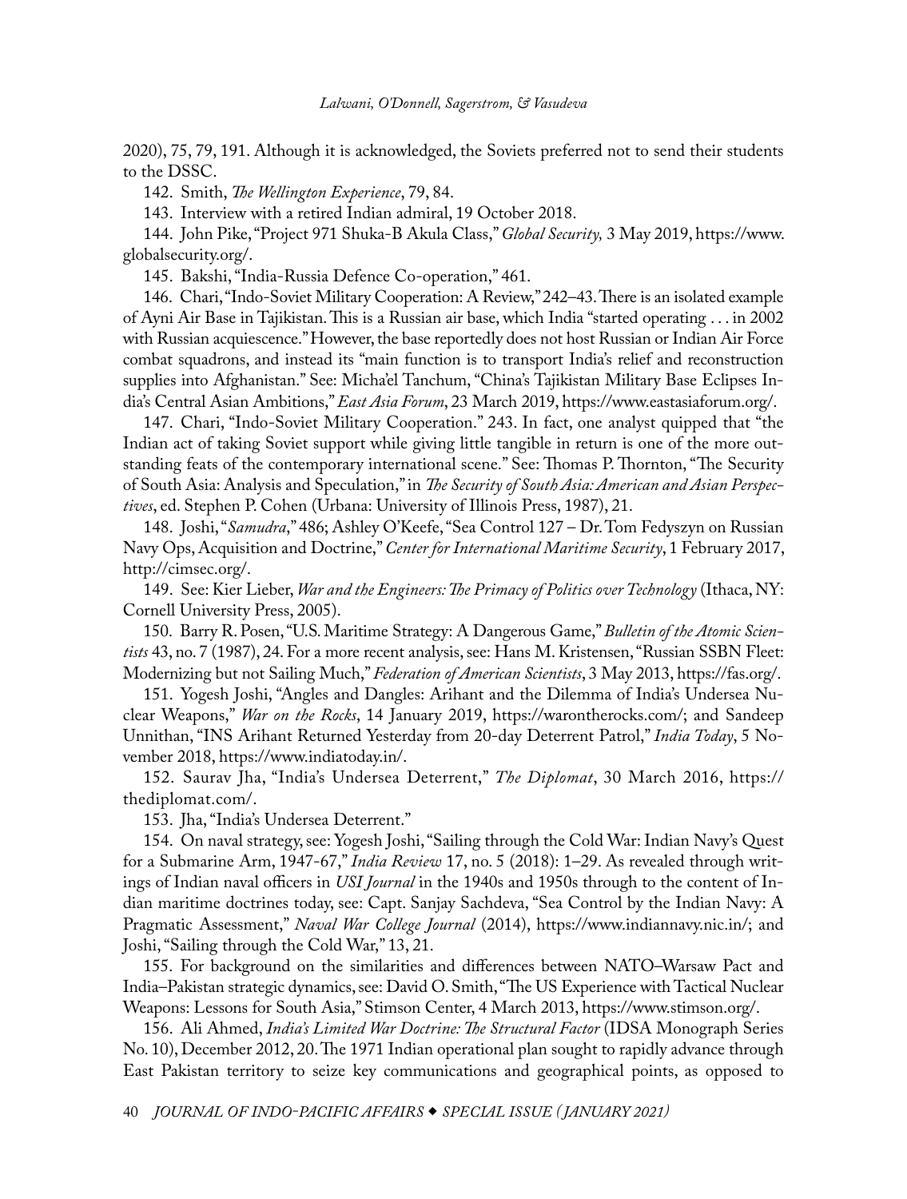2020), 75, 79, 191. Although it is acknowledged, the Soviets preferred not to send their students to the DSSC.

142. Smith, *The Wellington Experience*, 79, 84.

143. Interview with a retired Indian admiral, 19 October 2018.

144. John Pike, "Project 971 Shuka-B Akula Class," *Global Security,* 3 May 2019, https://www.globalsecurity.org/.

145. Bakshi, "India-Russia Defence Co-operation," 461.

146. Chari, "Indo-Soviet Military Cooperation: A Review," 242–43. There is an isolated example of Ayni Air Base in Tajikistan. This is a Russian air base, which India "started operating . . . in 2002 with Russian acquiescence." However, the base reportedly does not host Russian or Indian Air Force combat squadrons, and instead its "main function is to transport India's relief and reconstruction supplies into Afghanistan." See: Micha'el Tanchum, "China's Tajikistan Military Base Eclipses India's Central Asian Ambitions," *East Asia Forum*, 23 March 2019, https://www.eastasiaforum.org/.

147. Chari, "Indo-Soviet Military Cooperation." 243. In fact, one analyst quipped that "the Indian act of taking Soviet support while giving little tangible in return is one of the more outstanding feats of the contemporary international scene." See: Thomas P. Thornton, "The Security of South Asia: Analysis and Speculation," in *The Security of South Asia: American and Asian Perspectives*, ed. Stephen P. Cohen (Urbana: University of Illinois Press, 1987), 21.

148. Joshi, "*Samudra*," 486; Ashley O'Keefe, "Sea Control 127 – Dr. Tom Fedyszyn on Russian Navy Ops, Acquisition and Doctrine," *Center for International Maritime Security*, 1 February 2017, http://cimsec.org/.

149. See: Kier Lieber, *War and the Engineers: The Primacy of Politics over Technology* (Ithaca, NY: Cornell University Press, 2005).

150. Barry R. Posen, "U.S. Maritime Strategy: A Dangerous Game," *Bulletin of the Atomic Scientists* 43, no. 7 (1987), 24. For a more recent analysis, see: Hans M. Kristensen, "Russian SSBN Fleet: Modernizing but not Sailing Much," *Federation of American Scientists*, 3 May 2013, https://fas.org/.

151. Yogesh Joshi, "Angles and Dangles: Arihant and the Dilemma of India's Undersea Nuclear Weapons," *War on the Rocks*, 14 January 2019, https://warontherocks.com/; and Sandeep Unnithan, "INS Arihant Returned Yesterday from 20-day Deterrent Patrol," *India Today*, 5 November 2018, https://www.indiatoday.in/.

152. Saurav Jha, "India's Undersea Deterrent," *The Diplomat*, 30 March 2016, https://thediplomat.com/.

153. Jha, "India's Undersea Deterrent."

154. On naval strategy, see: Yogesh Joshi, "Sailing through the Cold War: Indian Navy's Quest for a Submarine Arm, 1947-67," *India Review* 17, no. 5 (2018): 1–29. As revealed through writings of Indian naval officers in *USI Journal* in the 1940s and 1950s through to the content of Indian maritime doctrines today, see: Capt. Sanjay Sachdeva, "Sea Control by the Indian Navy: A Pragmatic Assessment," *Naval War College Journal* (2014), https://www.indiannavy.nic.in/; and Joshi, "Sailing through the Cold War," 13, 21.

155. For background on the similarities and differences between NATO–Warsaw Pact and India–Pakistan strategic dynamics, see: David O. Smith, "The US Experience with Tactical Nuclear Weapons: Lessons for South Asia," Stimson Center, 4 March 2013, https://www.stimson.org/.

156. Ali Ahmed, *India's Limited War Doctrine: The Structural Factor* (IDSA Monograph Series No. 10), December 2012, 20. The 1971 Indian operational plan sought to rapidly advance through East Pakistan territory to seize key communications and geographical points, as opposed to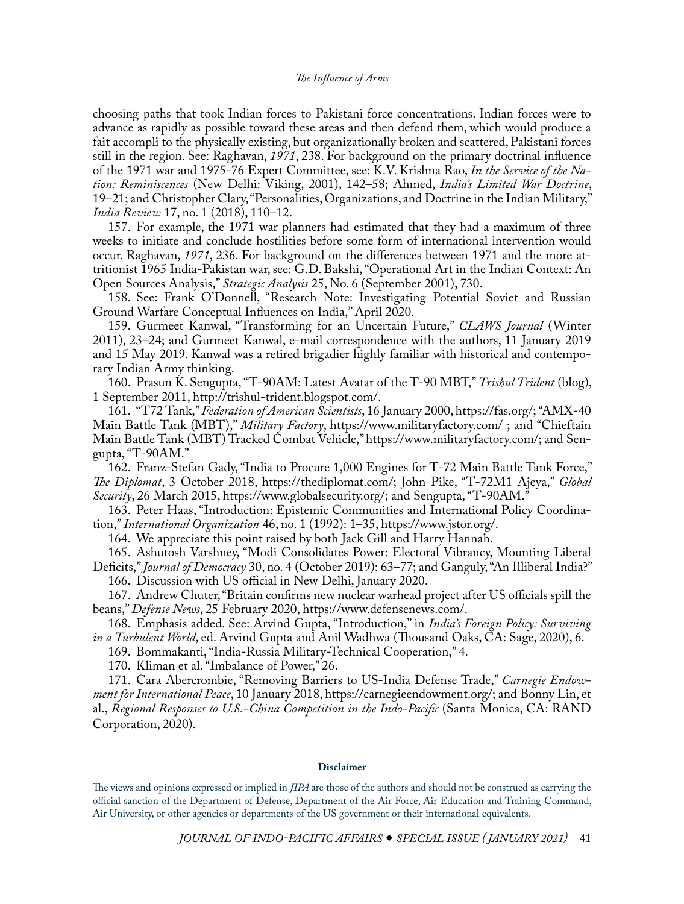choosing paths that took Indian forces to Pakistani force concentrations. Indian forces were to advance as rapidly as possible toward these areas and then defend them, which would produce a fait accompli to the physically existing, but organizationally broken and scattered, Pakistani forces still in the region. See: Raghavan, *1971*, 238. For background on the primary doctrinal influence of the 1971 war and 1975-76 Expert Committee, see: K.V. Krishna Rao, *In the Service of the Nation: Reminiscences* (New Delhi: Viking, 2001), 142–58; Ahmed, *India's Limited War Doctrine*, 19–21; and Christopher Clary, "Personalities, Organizations, and Doctrine in the Indian Military," *India Review* 17, no. 1 (2018), 110–12.

157. For example, the 1971 war planners had estimated that they had a maximum of three weeks to initiate and conclude hostilities before some form of international intervention would occur. Raghavan, *1971*, 236. For background on the differences between 1971 and the more attritionist 1965 India-Pakistan war, see: G.D. Bakshi, "Operational Art in the Indian Context: An Open Sources Analysis," *Strategic Analysis* 25, No. 6 (September 2001), 730.

158. See: Frank O'Donnell, "Research Note: Investigating Potential Soviet and Russian Ground Warfare Conceptual Influences on India," April 2020.

159. Gurmeet Kanwal, "Transforming for an Uncertain Future," *CLAWS Journal* (Winter 2011), 23–24; and Gurmeet Kanwal, e-mail correspondence with the authors, 11 January 2019 and 15 May 2019. Kanwal was a retired brigadier highly familiar with historical and contemporary Indian Army thinking.

160. Prasun K. Sengupta, "T-90AM: Latest Avatar of the T-90 MBT," *Trishul Trident* (blog), 1 September 2011, http://trishul-trident.blogspot.com/.

161. "T72 Tank," *Federation of American Scientists*, 16 January 2000, https://fas.org/; "AMX-40 Main Battle Tank (MBT)," *Military Factory*, https://www.militaryfactory.com/ ; and "Chieftain Main Battle Tank (MBT) Tracked Combat Vehicle," https://www.militaryfactory.com/; and Sengupta, "T-90AM."

162. Franz-Stefan Gady, "India to Procure 1,000 Engines for T-72 Main Battle Tank Force," *The Diplomat*, 3 October 2018, https://thediplomat.com/; John Pike, "T-72M1 Ajeya," *Global Security*, 26 March 2015, https://www.globalsecurity.org/; and Sengupta, "T-90AM."

163. Peter Haas, "Introduction: Epistemic Communities and International Policy Coordination," *International Organization* 46, no. 1 (1992): 1–35, https://www.jstor.org/.

164. We appreciate this point raised by both Jack Gill and Harry Hannah.

165. Ashutosh Varshney, "Modi Consolidates Power: Electoral Vibrancy, Mounting Liberal Deficits," *Journal of Democracy* 30, no. 4 (October 2019): 63–77; and Ganguly, "An Illiberal India?"

166. Discussion with US official in New Delhi, January 2020.

167. Andrew Chuter, "Britain confirms new nuclear warhead project after US officials spill the beans," *Defense News*, 25 February 2020, https://www.defensenews.com/.

168. Emphasis added. See: Arvind Gupta, "Introduction," in *India's Foreign Policy: Surviving in a Turbulent World*, ed. Arvind Gupta and Anil Wadhwa (Thousand Oaks, CA: Sage, 2020), 6.

169. Bommakanti, "India-Russia Military-Technical Cooperation," 4.

170. Kliman et al. "Imbalance of Power," 26.

171. Cara Abercrombie, "Removing Barriers to US-India Defense Trade," *Carnegie Endowment for International Peace*, 10 January 2018, https://carnegieendowment.org/; and Bonny Lin, et al., *Regional Responses to U.S.-China Competition in the Indo-Pacific* (Santa Monica, CA: RAND Corporation, 2020).

**Disclaimer**

The views and opinions expressed or implied in *JIPA* are those of the authors and should not be construed as carrying the official sanction of the Department of Defense, Department of the Air Force, Air Education and Training Command, Air University, or other agencies or departments of the US government or their international equivalents.